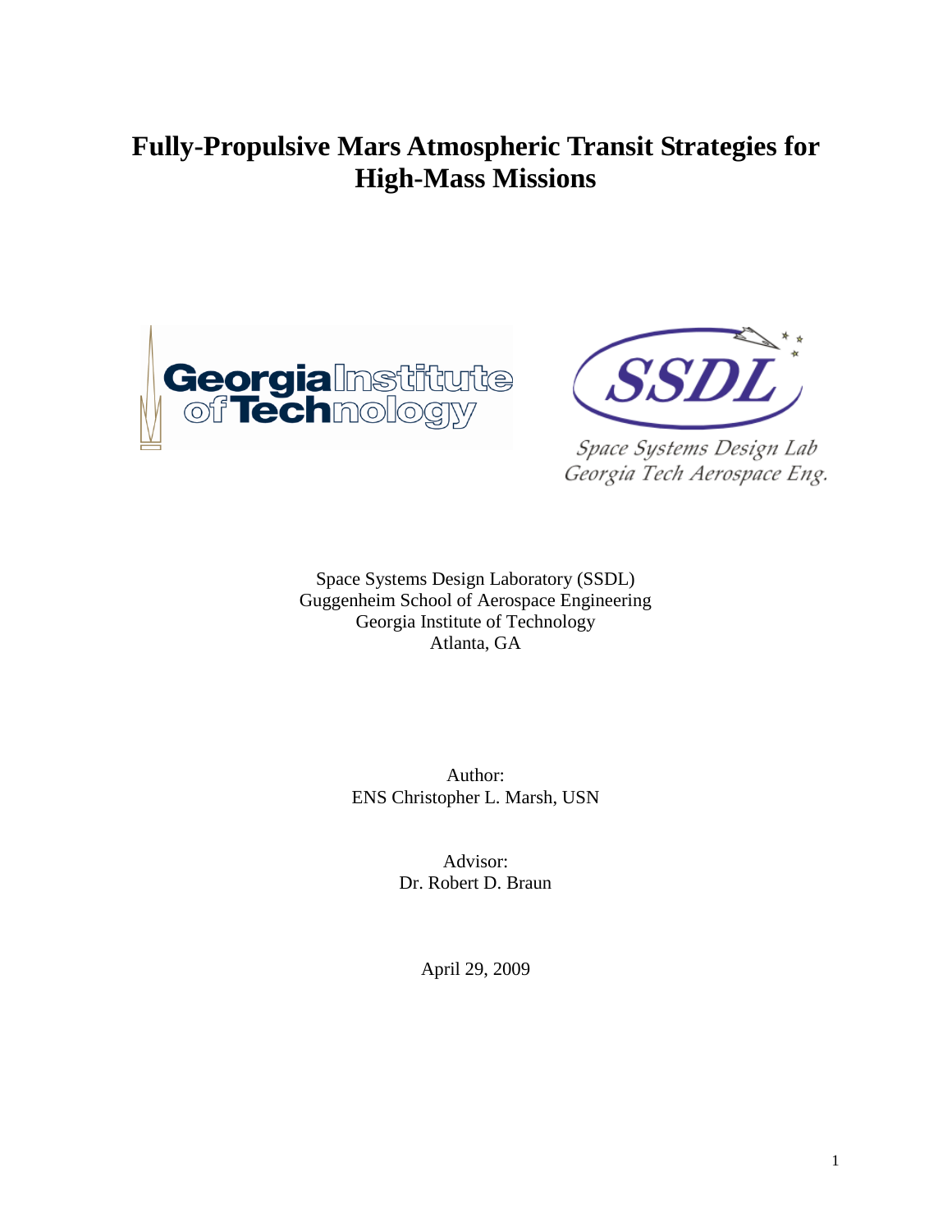# Fully-Propulsive Mars Atmospheric Transit Strategies for High-Mass Missions

Space Systems Design Lab
Georgia Tech Aerospace Eng.

Space Systems Design Laboratory (SSDL)
Guggenheim School of Aerospace Engineering
Georgia Institute of Technology
Atlanta, GA

Author:
ENS Christopher L. Marsh, USN

Advisor:
Dr. Robert D. Braun

April 29, 2009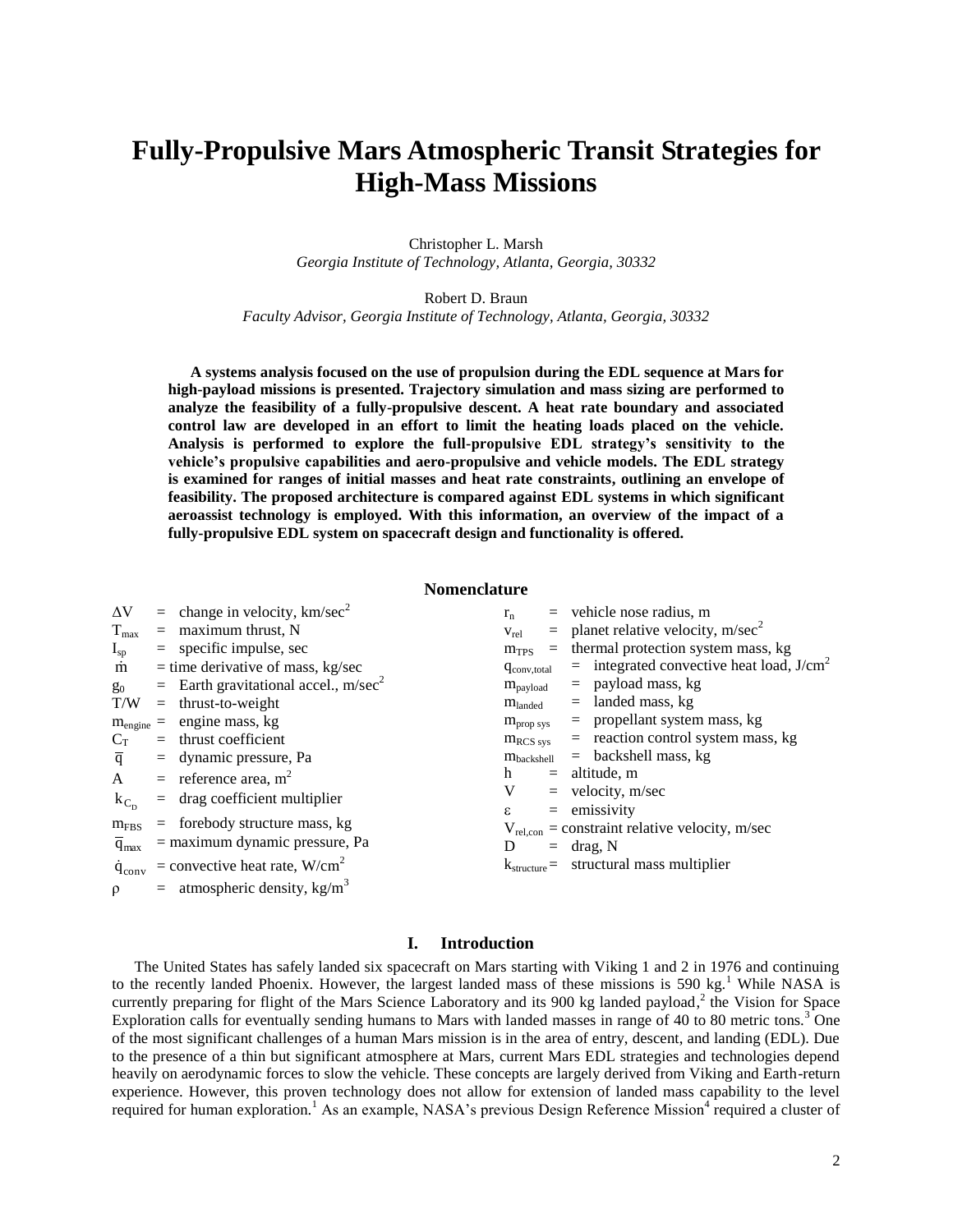# Fully-Propulsive Mars Atmospheric Transit Strategies for High-Mass Missions

Christopher L. Marsh
*Georgia Institute of Technology, Atlanta, Georgia, 30332*

Robert D. Braun
*Faculty Advisor, Georgia Institute of Technology, Atlanta, Georgia, 30332*

**A systems analysis focused on the use of propulsion during the EDL sequence at Mars for high-payload missions is presented. Trajectory simulation and mass sizing are performed to analyze the feasibility of a fully-propulsive descent. A heat rate boundary and associated control law are developed in an effort to limit the heating loads placed on the vehicle. Analysis is performed to explore the full-propulsive EDL strategy's sensitivity to the vehicle's propulsive capabilities and aero-propulsive and vehicle models. The EDL strategy is examined for ranges of initial masses and heat rate constraints, outlining an envelope of feasibility. The proposed architecture is compared against EDL systems in which significant aeroassist technology is employed. With this information, an overview of the impact of a fully-propulsive EDL system on spacecraft design and functionality is offered.**

## Nomenclature

$\Delta V$ = change in velocity, km/sec$^2$
$T_{max}$ = maximum thrust, N
$I_{sp}$ = specific impulse, sec
$\dot{m}$ = time derivative of mass, kg/sec
$g_0$ = Earth gravitational accel., m/sec$^2$
T/W = thrust-to-weight
$m_{engine}$ = engine mass, kg
$C_T$ = thrust coefficient
$\bar{q}$ = dynamic pressure, Pa
A = reference area, m$^2$
$k_{C_D}$ = drag coefficient multiplier
$m_{FBS}$ = forebody structure mass, kg
$\bar{q}_{max}$ = maximum dynamic pressure, Pa
$\dot{q}_{conv}$ = convective heat rate, W/cm$^2$
$\rho$ = atmospheric density, kg/m$^3$
$r_n$ = vehicle nose radius, m
$v_{rel}$ = planet relative velocity, m/sec$^2$
$m_{TPS}$ = thermal protection system mass, kg
$q_{conv,total}$ = integrated convective heat load, J/cm$^2$
$m_{payload}$ = payload mass, kg
$m_{landed}$ = landed mass, kg
$m_{prop\ sys}$ = propellant system mass, kg
$m_{RCS\ sys}$ = reaction control system mass, kg
$m_{backshell}$ = backshell mass, kg
h = altitude, m
V = velocity, m/sec
$\varepsilon$ = emissivity
$V_{rel,con}$ = constraint relative velocity, m/sec
D = drag, N
$k_{structure}$ = structural mass multiplier

## I. Introduction

The United States has safely landed six spacecraft on Mars starting with Viking 1 and 2 in 1976 and continuing to the recently landed Phoenix. However, the largest landed mass of these missions is 590 kg.[1] While NASA is currently preparing for flight of the Mars Science Laboratory and its 900 kg landed payload,[2] the Vision for Space Exploration calls for eventually sending humans to Mars with landed masses in range of 40 to 80 metric tons.[3] One of the most significant challenges of a human Mars mission is in the area of entry, descent, and landing (EDL). Due to the presence of a thin but significant atmosphere at Mars, current Mars EDL strategies and technologies depend heavily on aerodynamic forces to slow the vehicle. These concepts are largely derived from Viking and Earth-return experience. However, this proven technology does not allow for extension of landed mass capability to the level required for human exploration.[1] As an example, NASA's previous Design Reference Mission[4] required a cluster of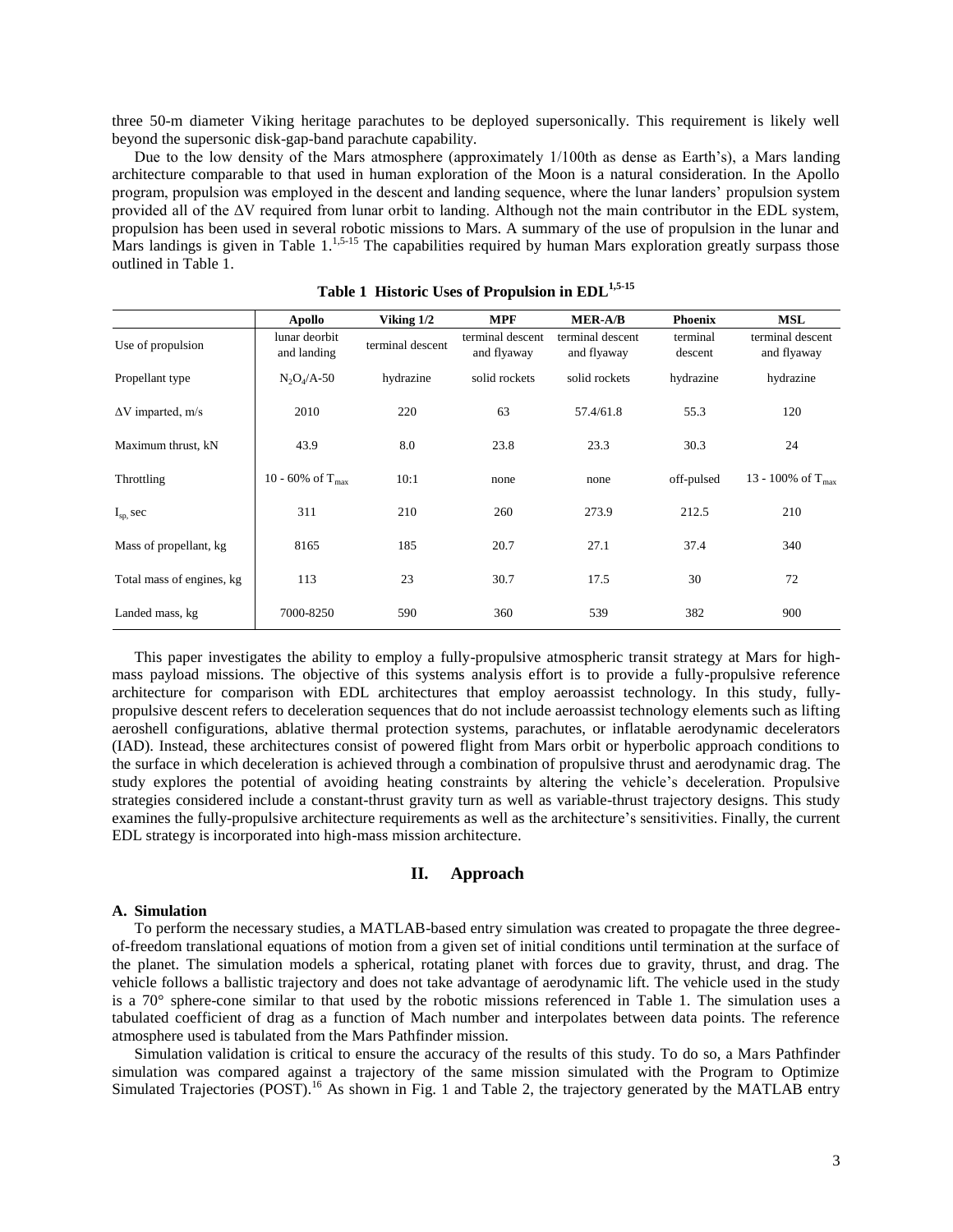three 50-m diameter Viking heritage parachutes to be deployed supersonically. This requirement is likely well beyond the supersonic disk-gap-band parachute capability.

Due to the low density of the Mars atmosphere (approximately 1/100th as dense as Earth's), a Mars landing architecture comparable to that used in human exploration of the Moon is a natural consideration. In the Apollo program, propulsion was employed in the descent and landing sequence, where the lunar landers' propulsion system provided all of the ΔV required from lunar orbit to landing. Although not the main contributor in the EDL system, propulsion has been used in several robotic missions to Mars. A summary of the use of propulsion in the lunar and Mars landings is given in Table 1.[1,5-15] The capabilities required by human Mars exploration greatly surpass those outlined in Table 1.

**Table 1 Historic Uses of Propulsion in EDL[1,5-15]**

| | Apollo | Viking 1/2 | MPF | MER-A/B | Phoenix | MSL |
|---|---|---|---|---|---|---|
| Use of propulsion | lunar deorbit and landing | terminal descent | terminal descent and flyaway | terminal descent and flyaway | terminal descent | terminal descent and flyaway |
| Propellant type | $N_2O_4$/A-50 | hydrazine | solid rockets | solid rockets | hydrazine | hydrazine |
| ΔV imparted, m/s | 2010 | 220 | 63 | 57.4/61.8 | 55.3 | 120 |
| Maximum thrust, kN | 43.9 | 8.0 | 23.8 | 23.3 | 30.3 | 24 |
| Throttling | 10 - 60% of $T_{max}$ | 10:1 | none | none | off-pulsed | 13 - 100% of $T_{max}$ |
| $I_{sp}$, sec | 311 | 210 | 260 | 273.9 | 212.5 | 210 |
| Mass of propellant, kg | 8165 | 185 | 20.7 | 27.1 | 37.4 | 340 |
| Total mass of engines, kg | 113 | 23 | 30.7 | 17.5 | 30 | 72 |
| Landed mass, kg | 7000-8250 | 590 | 360 | 539 | 382 | 900 |

This paper investigates the ability to employ a fully-propulsive atmospheric transit strategy at Mars for high-mass payload missions. The objective of this systems analysis effort is to provide a fully-propulsive reference architecture for comparison with EDL architectures that employ aeroassist technology. In this study, fully-propulsive descent refers to deceleration sequences that do not include aeroassist technology elements such as lifting aeroshell configurations, ablative thermal protection systems, parachutes, or inflatable aerodynamic decelerators (IAD). Instead, these architectures consist of powered flight from Mars orbit or hyperbolic approach conditions to the surface in which deceleration is achieved through a combination of propulsive thrust and aerodynamic drag. The study explores the potential of avoiding heating constraints by altering the vehicle's deceleration. Propulsive strategies considered include a constant-thrust gravity turn as well as variable-thrust trajectory designs. This study examines the fully-propulsive architecture requirements as well as the architecture's sensitivities. Finally, the current EDL strategy is incorporated into high-mass mission architecture.

## II. Approach

### A. Simulation

To perform the necessary studies, a MATLAB-based entry simulation was created to propagate the three degree-of-freedom translational equations of motion from a given set of initial conditions until termination at the surface of the planet. The simulation models a spherical, rotating planet with forces due to gravity, thrust, and drag. The vehicle follows a ballistic trajectory and does not take advantage of aerodynamic lift. The vehicle used in the study is a 70° sphere-cone similar to that used by the robotic missions referenced in Table 1. The simulation uses a tabulated coefficient of drag as a function of Mach number and interpolates between data points. The reference atmosphere used is tabulated from the Mars Pathfinder mission.

Simulation validation is critical to ensure the accuracy of the results of this study. To do so, a Mars Pathfinder simulation was compared against a trajectory of the same mission simulated with the Program to Optimize Simulated Trajectories (POST).[16] As shown in Fig. 1 and Table 2, the trajectory generated by the MATLAB entry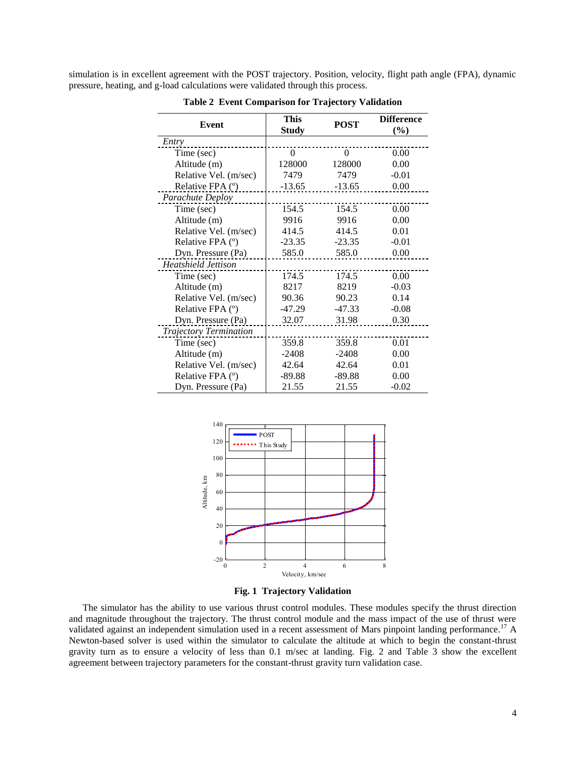simulation is in excellent agreement with the POST trajectory. Position, velocity, flight path angle (FPA), dynamic pressure, heating, and g-load calculations were validated through this process.

**Table 2 Event Comparison for Trajectory Validation**

| Event | This Study | POST | Difference (%) |
|---|---|---|---|
| *Entry* | | | |
| Time (sec) | 0 | 0 | 0.00 |
| Altitude (m) | 128000 | 128000 | 0.00 |
| Relative Vel. (m/sec) | 7479 | 7479 | -0.01 |
| Relative FPA (º) | -13.65 | -13.65 | 0.00 |
| *Parachute Deploy* | | | |
| Time (sec) | 154.5 | 154.5 | 0.00 |
| Altitude (m) | 9916 | 9916 | 0.00 |
| Relative Vel. (m/sec) | 414.5 | 414.5 | 0.01 |
| Relative FPA (º) | -23.35 | -23.35 | -0.01 |
| Dyn. Pressure (Pa) | 585.0 | 585.0 | 0.00 |
| *Heatshield Jettison* | | | |
| Time (sec) | 174.5 | 174.5 | 0.00 |
| Altitude (m) | 8217 | 8219 | -0.03 |
| Relative Vel. (m/sec) | 90.36 | 90.23 | 0.14 |
| Relative FPA (º) | -47.29 | -47.33 | -0.08 |
| Dyn. Pressure (Pa) | 32.07 | 31.98 | 0.30 |
| *Trajectory Termination* | | | |
| Time (sec) | 359.8 | 359.8 | 0.01 |
| Altitude (m) | -2408 | -2408 | 0.00 |
| Relative Vel. (m/sec) | 42.64 | 42.64 | 0.01 |
| Relative FPA (º) | -89.88 | -89.88 | 0.00 |
| Dyn. Pressure (Pa) | 21.55 | 21.55 | -0.02 |

**Fig. 1 Trajectory Validation**

The simulator has the ability to use various thrust control modules. These modules specify the thrust direction and magnitude throughout the trajectory. The thrust control module and the mass impact of the use of thrust were validated against an independent simulation used in a recent assessment of Mars pinpoint landing performance.[17] A Newton-based solver is used within the simulator to calculate the altitude at which to begin the constant-thrust gravity turn as to ensure a velocity of less than 0.1 m/sec at landing. Fig. 2 and Table 3 show the excellent agreement between trajectory parameters for the constant-thrust gravity turn validation case.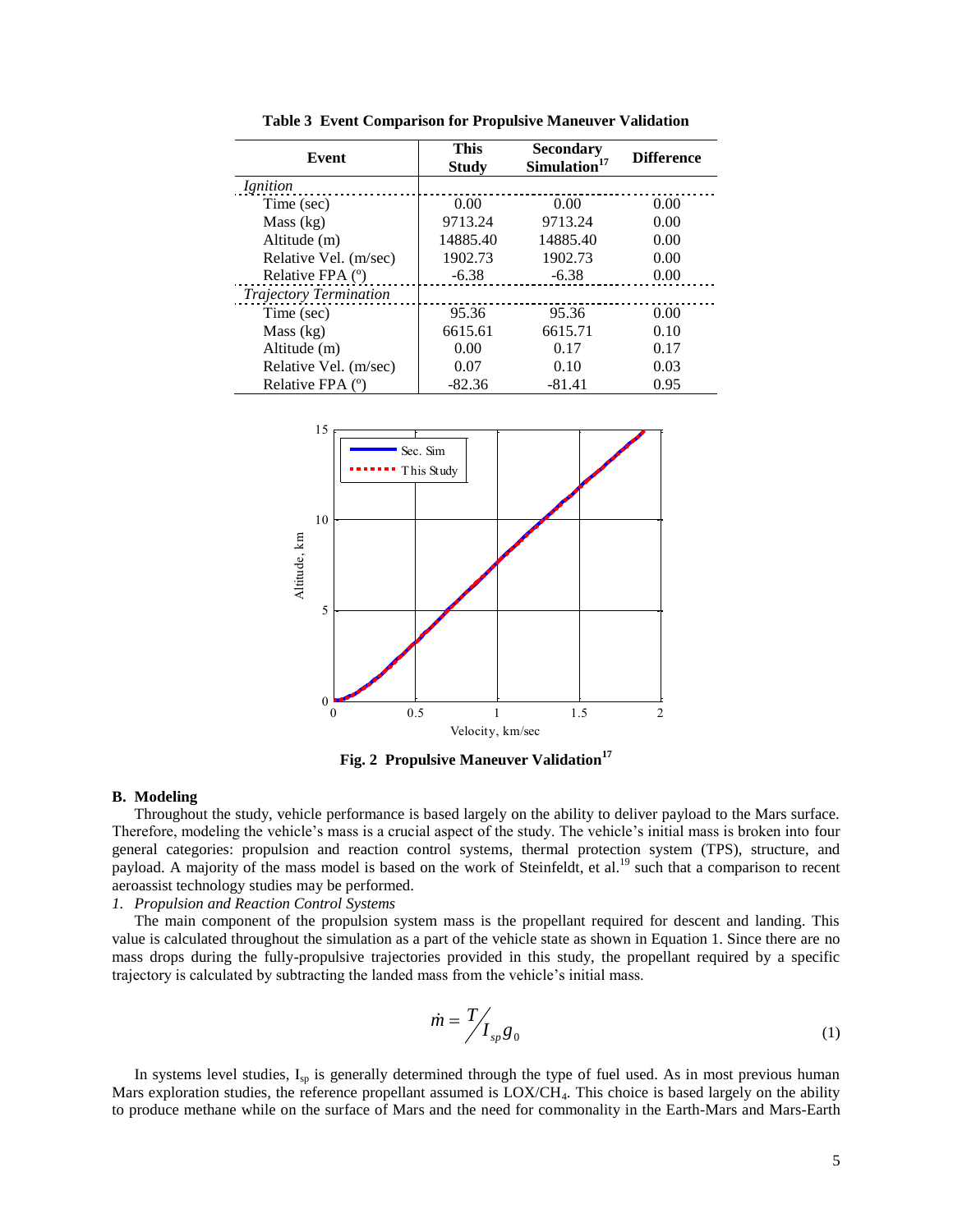**Table 3 Event Comparison for Propulsive Maneuver Validation**

| Event | This Study | Secondary Simulation[17] | Difference |
|---|---|---|---|
| *Ignition* | | | |
| Time (sec) | 0.00 | 0.00 | 0.00 |
| Mass (kg) | 9713.24 | 9713.24 | 0.00 |
| Altitude (m) | 14885.40 | 14885.40 | 0.00 |
| Relative Vel. (m/sec) | 1902.73 | 1902.73 | 0.00 |
| Relative FPA (º) | -6.38 | -6.38 | 0.00 |
| *Trajectory Termination* | | | |
| Time (sec) | 95.36 | 95.36 | 0.00 |
| Mass (kg) | 6615.61 | 6615.71 | 0.10 |
| Altitude (m) | 0.00 | 0.17 | 0.17 |
| Relative Vel. (m/sec) | 0.07 | 0.10 | 0.03 |
| Relative FPA (º) | -82.36 | -81.41 | 0.95 |

**Fig. 2 Propulsive Maneuver Validation[17]**

## B. Modeling

Throughout the study, vehicle performance is based largely on the ability to deliver payload to the Mars surface. Therefore, modeling the vehicle's mass is a crucial aspect of the study. The vehicle's initial mass is broken into four general categories: propulsion and reaction control systems, thermal protection system (TPS), structure, and payload. A majority of the mass model is based on the work of Steinfeldt, et al.[19] such that a comparison to recent aeroassist technology studies may be performed.

### 1. *Propulsion and Reaction Control Systems*

The main component of the propulsion system mass is the propellant required for descent and landing. This value is calculated throughout the simulation as a part of the vehicle state as shown in Equation 1. Since there are no mass drops during the fully-propulsive trajectories provided in this study, the propellant required by a specific trajectory is calculated by subtracting the landed mass from the vehicle's initial mass.

$$\dot{m} = T / I_{sp} g_0 \tag{1}$$

In systems level studies, $I_{sp}$ is generally determined through the type of fuel used. As in most previous human Mars exploration studies, the reference propellant assumed is $LOX/CH_4$. This choice is based largely on the ability to produce methane while on the surface of Mars and the need for commonality in the Earth-Mars and Mars-Earth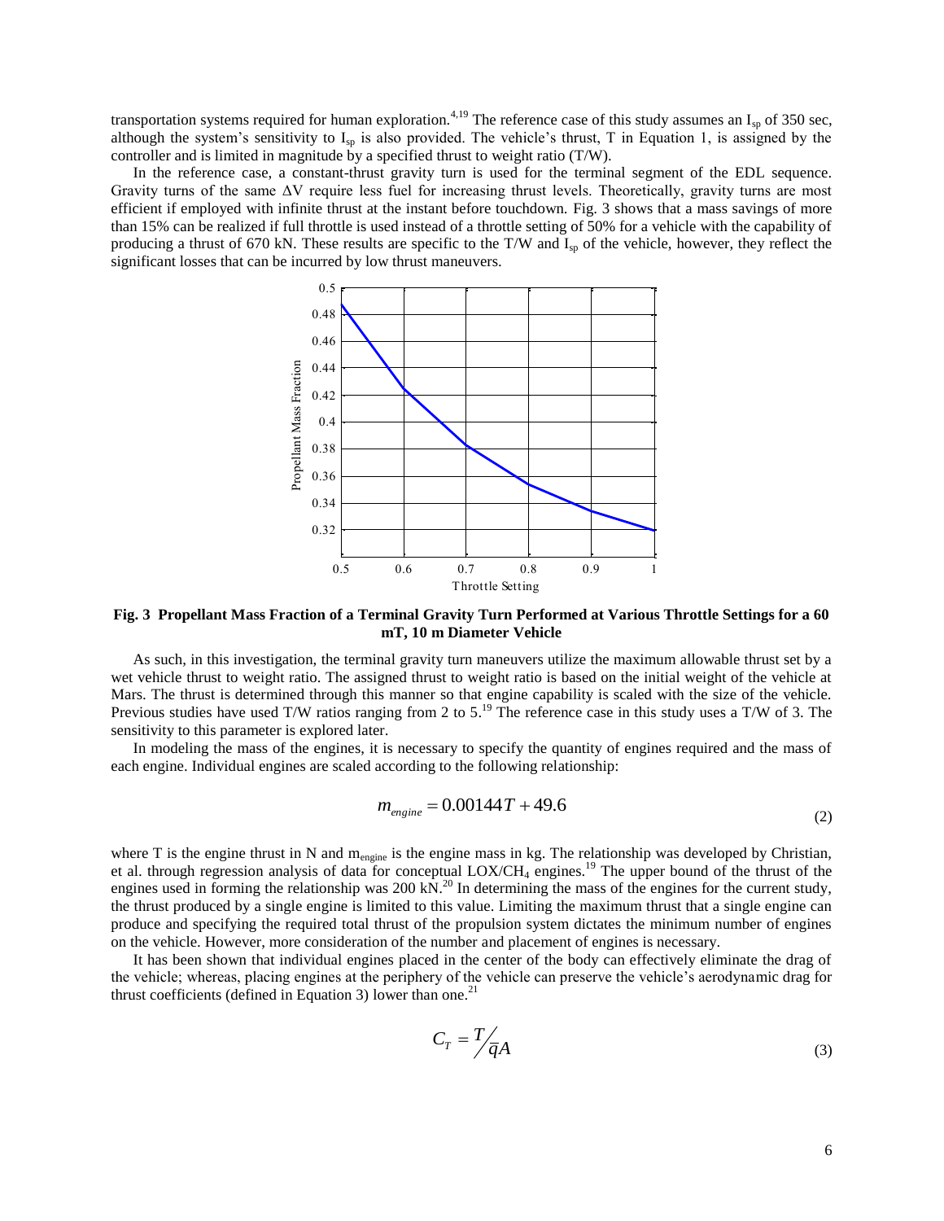transportation systems required for human exploration.[4,19] The reference case of this study assumes an $I_{sp}$ of 350 sec, although the system's sensitivity to $I_{sp}$ is also provided. The vehicle's thrust, T in Equation 1, is assigned by the controller and is limited in magnitude by a specified thrust to weight ratio (T/W).

In the reference case, a constant-thrust gravity turn is used for the terminal segment of the EDL sequence. Gravity turns of the same $\Delta V$ require less fuel for increasing thrust levels. Theoretically, gravity turns are most efficient if employed with infinite thrust at the instant before touchdown. Fig. 3 shows that a mass savings of more than 15% can be realized if full throttle is used instead of a throttle setting of 50% for a vehicle with the capability of producing a thrust of 670 kN. These results are specific to the T/W and $I_{sp}$ of the vehicle, however, they reflect the significant losses that can be incurred by low thrust maneuvers.

**Fig. 3 Propellant Mass Fraction of a Terminal Gravity Turn Performed at Various Throttle Settings for a 60 mT, 10 m Diameter Vehicle**

As such, in this investigation, the terminal gravity turn maneuvers utilize the maximum allowable thrust set by a wet vehicle thrust to weight ratio. The assigned thrust to weight ratio is based on the initial weight of the vehicle at Mars. The thrust is determined through this manner so that engine capability is scaled with the size of the vehicle. Previous studies have used T/W ratios ranging from 2 to 5.[19] The reference case in this study uses a T/W of 3. The sensitivity to this parameter is explored later.

In modeling the mass of the engines, it is necessary to specify the quantity of engines required and the mass of each engine. Individual engines are scaled according to the following relationship:

$$m_{engine} = 0.00144T + 49.6 \tag{2}$$

where T is the engine thrust in N and $m_{engine}$ is the engine mass in kg. The relationship was developed by Christian, et al. through regression analysis of data for conceptual $LOX/CH_4$ engines.[19] The upper bound of the thrust of the engines used in forming the relationship was 200 kN.[20] In determining the mass of the engines for the current study, the thrust produced by a single engine is limited to this value. Limiting the maximum thrust that a single engine can produce and specifying the required total thrust of the propulsion system dictates the minimum number of engines on the vehicle. However, more consideration of the number and placement of engines is necessary.

It has been shown that individual engines placed in the center of the body can effectively eliminate the drag of the vehicle; whereas, placing engines at the periphery of the vehicle can preserve the vehicle's aerodynamic drag for thrust coefficients (defined in Equation 3) lower than one.[21]

$$C_T = T / \bar{q}A \tag{3}$$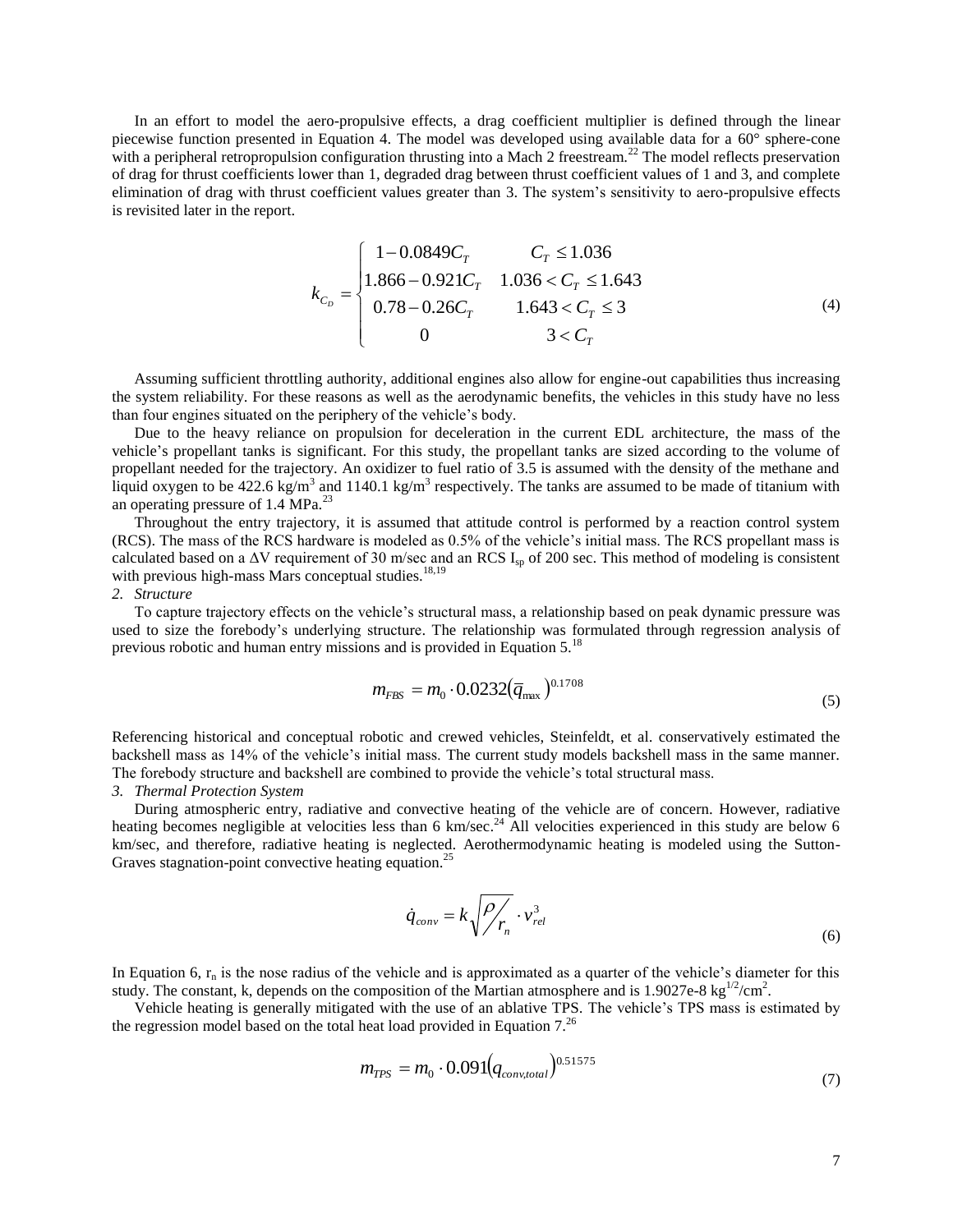In an effort to model the aero-propulsive effects, a drag coefficient multiplier is defined through the linear piecewise function presented in Equation 4. The model was developed using available data for a 60° sphere-cone with a peripheral retropropulsion configuration thrusting into a Mach 2 freestream.[22] The model reflects preservation of drag for thrust coefficients lower than 1, degraded drag between thrust coefficient values of 1 and 3, and complete elimination of drag with thrust coefficient values greater than 3. The system's sensitivity to aero-propulsive effects is revisited later in the report.

$$k_{C_D} = \begin{cases} 1 - 0.0849 C_T & C_T \leq 1.036 \\ 1.866 - 0.921 C_T & 1.036 < C_T \leq 1.643 \\ 0.78 - 0.26 C_T & 1.643 < C_T \leq 3 \\ 0 & 3 < C_T \end{cases} \tag{4}$$

Assuming sufficient throttling authority, additional engines also allow for engine-out capabilities thus increasing the system reliability. For these reasons as well as the aerodynamic benefits, the vehicles in this study have no less than four engines situated on the periphery of the vehicle's body.

Due to the heavy reliance on propulsion for deceleration in the current EDL architecture, the mass of the vehicle's propellant tanks is significant. For this study, the propellant tanks are sized according to the volume of propellant needed for the trajectory. An oxidizer to fuel ratio of 3.5 is assumed with the density of the methane and liquid oxygen to be 422.6 kg/m$^3$ and 1140.1 kg/m$^3$ respectively. The tanks are assumed to be made of titanium with an operating pressure of 1.4 MPa.[23]

Throughout the entry trajectory, it is assumed that attitude control is performed by a reaction control system (RCS). The mass of the RCS hardware is modeled as 0.5% of the vehicle's initial mass. The RCS propellant mass is calculated based on a $\Delta V$ requirement of 30 m/sec and an RCS $I_{sp}$ of 200 sec. This method of modeling is consistent with previous high-mass Mars conceptual studies.[18,19]

*2. Structure*

To capture trajectory effects on the vehicle's structural mass, a relationship based on peak dynamic pressure was used to size the forebody's underlying structure. The relationship was formulated through regression analysis of previous robotic and human entry missions and is provided in Equation 5.[18]

$$m_{FBS} = m_0 \cdot 0.0232 \left(\bar{q}_{max}\right)^{0.1708} \tag{5}$$

Referencing historical and conceptual robotic and crewed vehicles, Steinfeldt, et al. conservatively estimated the backshell mass as 14% of the vehicle's initial mass. The current study models backshell mass in the same manner. The forebody structure and backshell are combined to provide the vehicle's total structural mass.

*3. Thermal Protection System*

During atmospheric entry, radiative and convective heating of the vehicle are of concern. However, radiative heating becomes negligible at velocities less than 6 km/sec.[24] All velocities experienced in this study are below 6 km/sec, and therefore, radiative heating is neglected. Aerothermodynamic heating is modeled using the Sutton-Graves stagnation-point convective heating equation.[25]

$$\dot{q}_{conv} = k \sqrt{\rho / r_n} \cdot v_{rel}^3 \tag{6}$$

In Equation 6, $r_n$ is the nose radius of the vehicle and is approximated as a quarter of the vehicle's diameter for this study. The constant, k, depends on the composition of the Martian atmosphere and is 1.9027e-8 kg$^{1/2}$/cm$^2$.

Vehicle heating is generally mitigated with the use of an ablative TPS. The vehicle's TPS mass is estimated by the regression model based on the total heat load provided in Equation 7.[26]

$$m_{TPS} = m_0 \cdot 0.091 \left(q_{conv,total}\right)^{0.51575} \tag{7}$$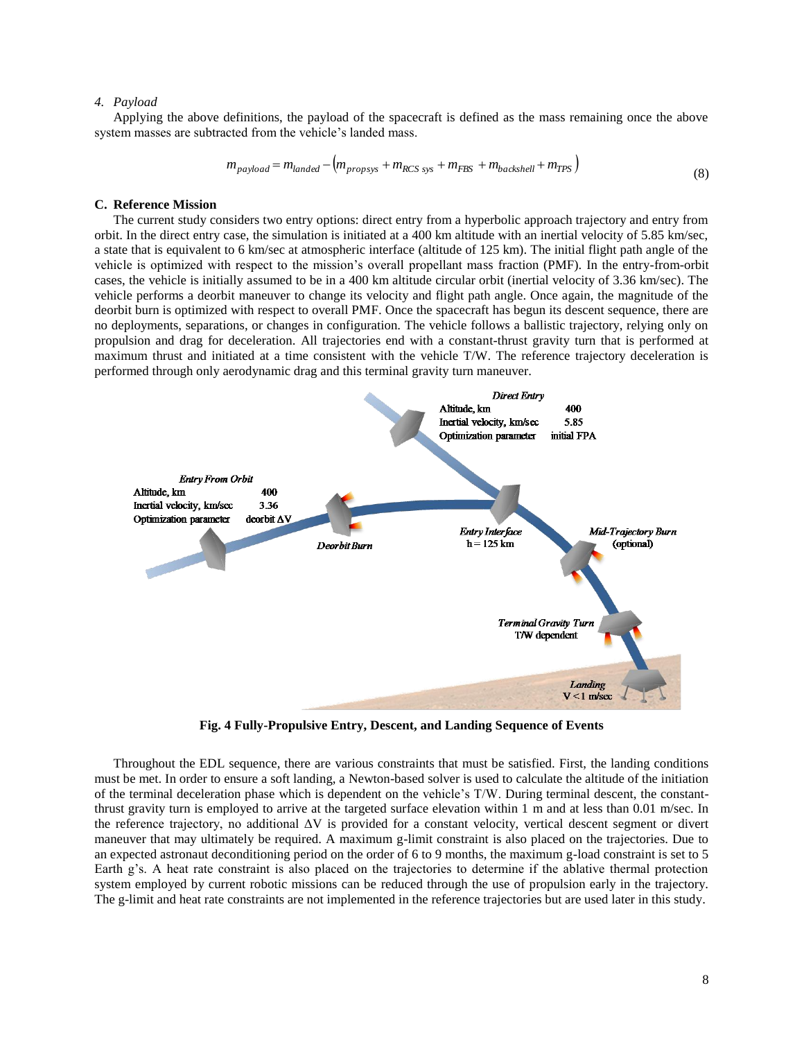*4. Payload*

Applying the above definitions, the payload of the spacecraft is defined as the mass remaining once the above system masses are subtracted from the vehicle's landed mass.

$$m_{payload} = m_{landed} - \left(m_{propsys} + m_{RCS\ sys} + m_{FBS} + m_{backshell} + m_{TPS}\right) \tag{8}$$

### C. Reference Mission

The current study considers two entry options: direct entry from a hyperbolic approach trajectory and entry from orbit. In the direct entry case, the simulation is initiated at a 400 km altitude with an inertial velocity of 5.85 km/sec, a state that is equivalent to 6 km/sec at atmospheric interface (altitude of 125 km). The initial flight path angle of the vehicle is optimized with respect to the mission's overall propellant mass fraction (PMF). In the entry-from-orbit cases, the vehicle is initially assumed to be in a 400 km altitude circular orbit (inertial velocity of 3.36 km/sec). The vehicle performs a deorbit maneuver to change its velocity and flight path angle. Once again, the magnitude of the deorbit burn is optimized with respect to overall PMF. Once the spacecraft has begun its descent sequence, there are no deployments, separations, or changes in configuration. The vehicle follows a ballistic trajectory, relying only on propulsion and drag for deceleration. All trajectories end with a constant-thrust gravity turn that is performed at maximum thrust and initiated at a time consistent with the vehicle T/W. The reference trajectory deceleration is performed through only aerodynamic drag and this terminal gravity turn maneuver.

**Fig. 4 Fully-Propulsive Entry, Descent, and Landing Sequence of Events**

Throughout the EDL sequence, there are various constraints that must be satisfied. First, the landing conditions must be met. In order to ensure a soft landing, a Newton-based solver is used to calculate the altitude of the initiation of the terminal deceleration phase which is dependent on the vehicle's T/W. During terminal descent, the constant-thrust gravity turn is employed to arrive at the targeted surface elevation within 1 m and at less than 0.01 m/sec. In the reference trajectory, no additional ΔV is provided for a constant velocity, vertical descent segment or divert maneuver that may ultimately be required. A maximum g-limit constraint is also placed on the trajectories. Due to an expected astronaut deconditioning period on the order of 6 to 9 months, the maximum g-load constraint is set to 5 Earth g's. A heat rate constraint is also placed on the trajectories to determine if the ablative thermal protection system employed by current robotic missions can be reduced through the use of propulsion early in the trajectory. The g-limit and heat rate constraints are not implemented in the reference trajectories but are used later in this study.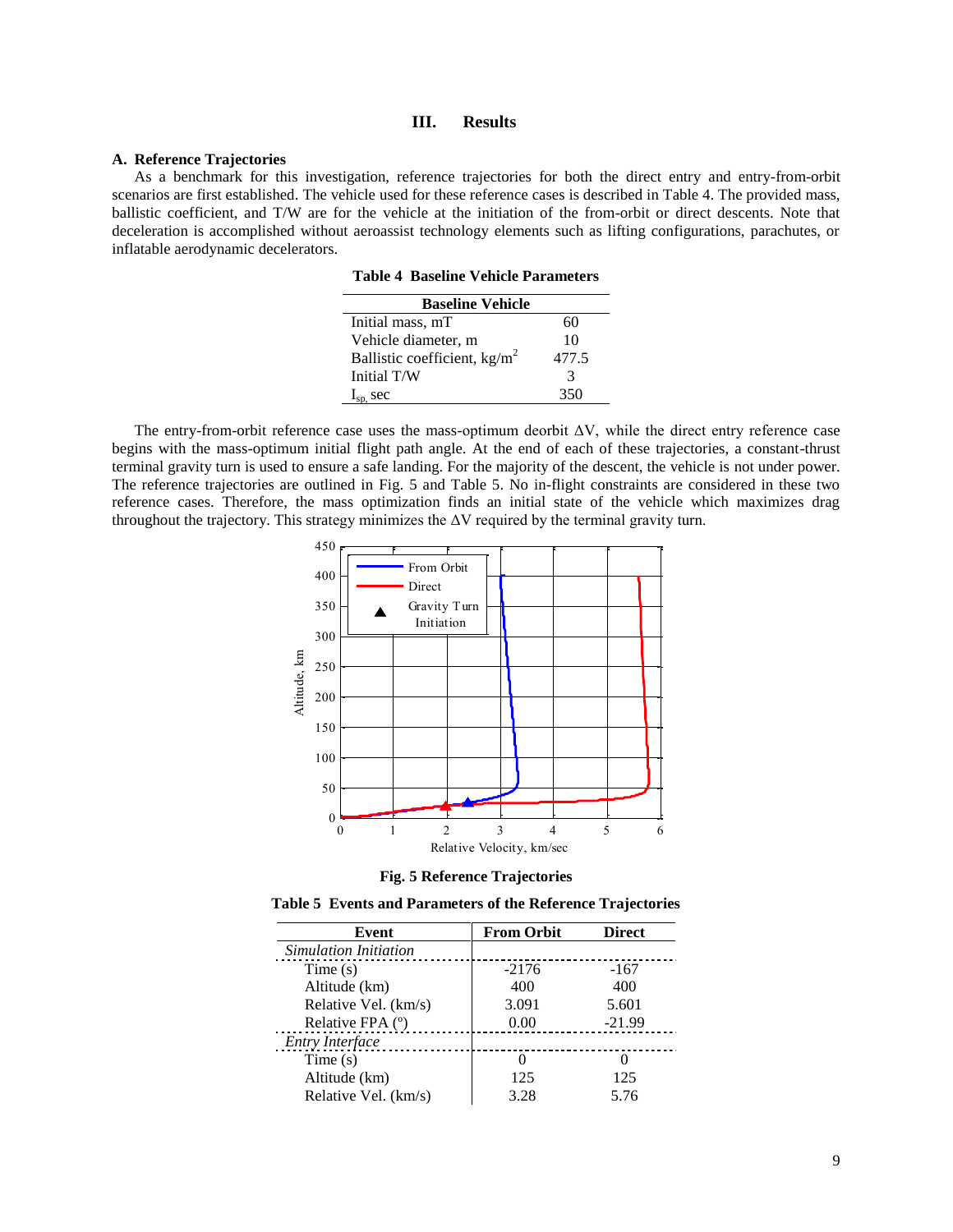# III. Results

## A. Reference Trajectories

As a benchmark for this investigation, reference trajectories for both the direct entry and entry-from-orbit scenarios are first established. The vehicle used for these reference cases is described in Table 4. The provided mass, ballistic coefficient, and T/W are for the vehicle at the initiation of the from-orbit or direct descents. Note that deceleration is accomplished without aeroassist technology elements such as lifting configurations, parachutes, or inflatable aerodynamic decelerators.

**Table 4 Baseline Vehicle Parameters**

| Baseline Vehicle | |
|---|---|
| Initial mass, mT | 60 |
| Vehicle diameter, m | 10 |
| Ballistic coefficient, kg/m$^2$ | 477.5 |
| Initial T/W | 3 |
| $I_{sp}$, sec | 350 |

The entry-from-orbit reference case uses the mass-optimum deorbit ΔV, while the direct entry reference case begins with the mass-optimum initial flight path angle. At the end of each of these trajectories, a constant-thrust terminal gravity turn is used to ensure a safe landing. For the majority of the descent, the vehicle is not under power. The reference trajectories are outlined in Fig. 5 and Table 5. No in-flight constraints are considered in these two reference cases. Therefore, the mass optimization finds an initial state of the vehicle which maximizes drag throughout the trajectory. This strategy minimizes the ΔV required by the terminal gravity turn.

**Fig. 5 Reference Trajectories**

**Table 5 Events and Parameters of the Reference Trajectories**

| Event | From Orbit | Direct |
|---|---|---|
| *Simulation Initiation* | | |
| Time (s) | -2176 | -167 |
| Altitude (km) | 400 | 400 |
| Relative Vel. (km/s) | 3.091 | 5.601 |
| Relative FPA (°) | 0.00 | -21.99 |
| *Entry Interface* | | |
| Time (s) | 0 | 0 |
| Altitude (km) | 125 | 125 |
| Relative Vel. (km/s) | 3.28 | 5.76 |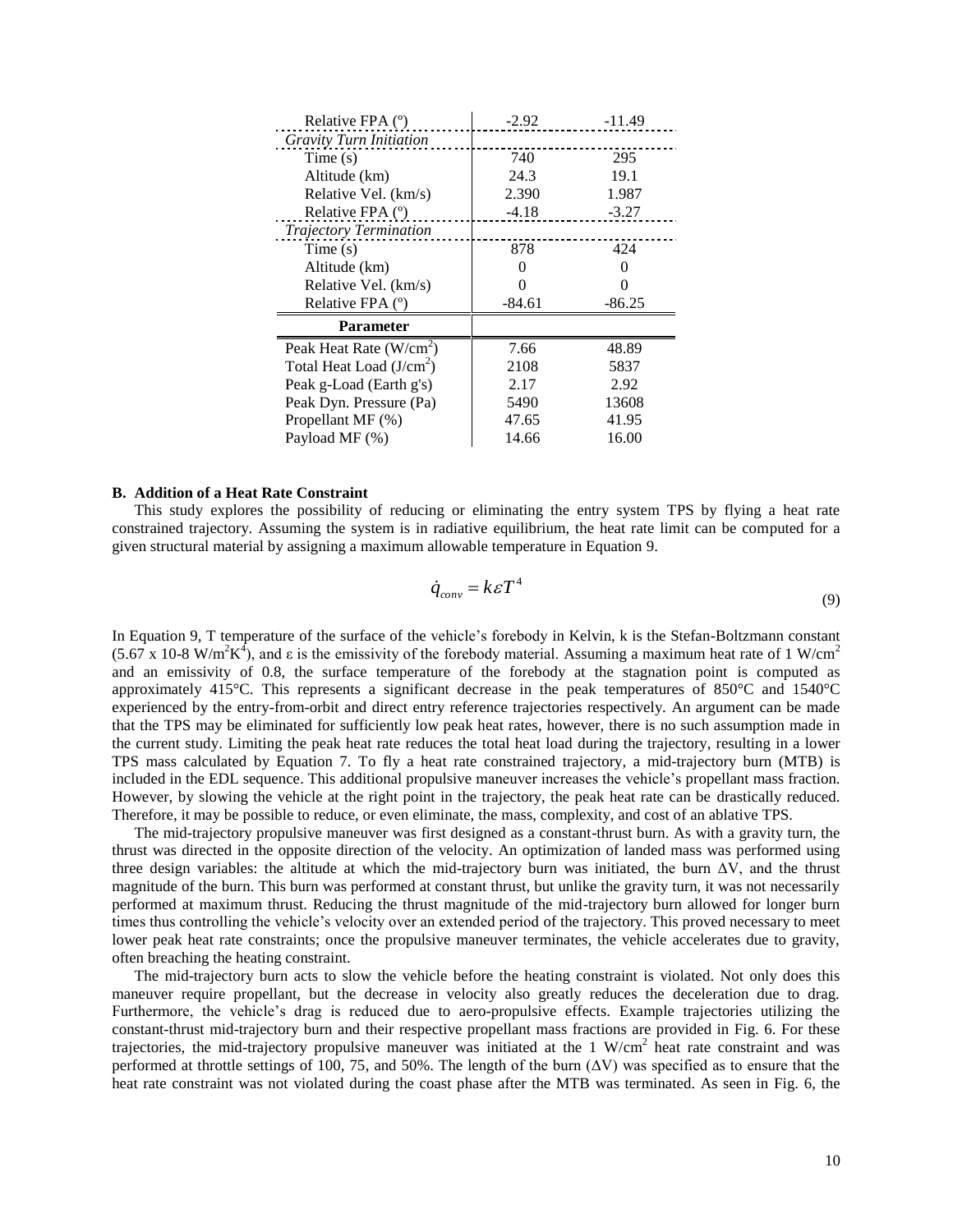| | | |
|---|---|---|
| Relative FPA (º) | -2.92 | -11.49 |
| *Gravity Turn Initiation* | | |
| Time (s) | 740 | 295 |
| Altitude (km) | 24.3 | 19.1 |
| Relative Vel. (km/s) | 2.390 | 1.987 |
| Relative FPA (º) | -4.18 | -3.27 |
| *Trajectory Termination* | | |
| Time (s) | 878 | 424 |
| Altitude (km) | 0 | 0 |
| Relative Vel. (km/s) | 0 | 0 |
| Relative FPA (º) | -84.61 | -86.25 |
| **Parameter** | | |
| Peak Heat Rate (W/cm$^2$) | 7.66 | 48.89 |
| Total Heat Load (J/cm$^2$) | 2108 | 5837 |
| Peak g-Load (Earth g's) | 2.17 | 2.92 |
| Peak Dyn. Pressure (Pa) | 5490 | 13608 |
| Propellant MF (%) | 47.65 | 41.95 |
| Payload MF (%) | 14.66 | 16.00 |

### B. Addition of a Heat Rate Constraint

This study explores the possibility of reducing or eliminating the entry system TPS by flying a heat rate constrained trajectory. Assuming the system is in radiative equilibrium, the heat rate limit can be computed for a given structural material by assigning a maximum allowable temperature in Equation 9.

$$\dot{q}_{conv} = k\varepsilon T^4 \tag{9}$$

In Equation 9, T temperature of the surface of the vehicle's forebody in Kelvin, k is the Stefan-Boltzmann constant (5.67 x 10-8 W/m$^2$K$^4$), and ε is the emissivity of the forebody material. Assuming a maximum heat rate of 1 W/cm$^2$ and an emissivity of 0.8, the surface temperature of the forebody at the stagnation point is computed as approximately 415°C. This represents a significant decrease in the peak temperatures of 850°C and 1540°C experienced by the entry-from-orbit and direct entry reference trajectories respectively. An argument can be made that the TPS may be eliminated for sufficiently low peak heat rates, however, there is no such assumption made in the current study. Limiting the peak heat rate reduces the total heat load during the trajectory, resulting in a lower TPS mass calculated by Equation 7. To fly a heat rate constrained trajectory, a mid-trajectory burn (MTB) is included in the EDL sequence. This additional propulsive maneuver increases the vehicle's propellant mass fraction. However, by slowing the vehicle at the right point in the trajectory, the peak heat rate can be drastically reduced. Therefore, it may be possible to reduce, or even eliminate, the mass, complexity, and cost of an ablative TPS.

The mid-trajectory propulsive maneuver was first designed as a constant-thrust burn. As with a gravity turn, the thrust was directed in the opposite direction of the velocity. An optimization of landed mass was performed using three design variables: the altitude at which the mid-trajectory burn was initiated, the burn ΔV, and the thrust magnitude of the burn. This burn was performed at constant thrust, but unlike the gravity turn, it was not necessarily performed at maximum thrust. Reducing the thrust magnitude of the mid-trajectory burn allowed for longer burn times thus controlling the vehicle's velocity over an extended period of the trajectory. This proved necessary to meet lower peak heat rate constraints; once the propulsive maneuver terminates, the vehicle accelerates due to gravity, often breaching the heating constraint.

The mid-trajectory burn acts to slow the vehicle before the heating constraint is violated. Not only does this maneuver require propellant, but the decrease in velocity also greatly reduces the deceleration due to drag. Furthermore, the vehicle's drag is reduced due to aero-propulsive effects. Example trajectories utilizing the constant-thrust mid-trajectory burn and their respective propellant mass fractions are provided in Fig. 6. For these trajectories, the mid-trajectory propulsive maneuver was initiated at the 1 W/cm$^2$ heat rate constraint and was performed at throttle settings of 100, 75, and 50%. The length of the burn (ΔV) was specified as to ensure that the heat rate constraint was not violated during the coast phase after the MTB was terminated. As seen in Fig. 6, the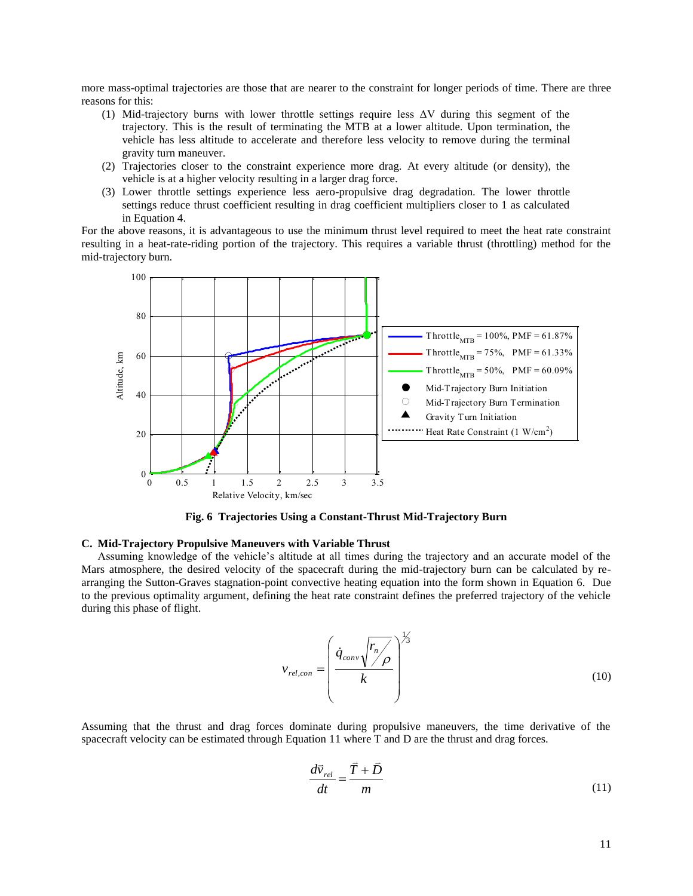more mass-optimal trajectories are those that are nearer to the constraint for longer periods of time. There are three reasons for this:

1. Mid-trajectory burns with lower throttle settings require less ΔV during this segment of the trajectory. This is the result of terminating the MTB at a lower altitude. Upon termination, the vehicle has less altitude to accelerate and therefore less velocity to remove during the terminal gravity turn maneuver.
2. Trajectories closer to the constraint experience more drag. At every altitude (or density), the vehicle is at a higher velocity resulting in a larger drag force.
3. Lower throttle settings experience less aero-propulsive drag degradation. The lower throttle settings reduce thrust coefficient resulting in drag coefficient multipliers closer to 1 as calculated in Equation 4.

For the above reasons, it is advantageous to use the minimum thrust level required to meet the heat rate constraint resulting in a heat-rate-riding portion of the trajectory. This requires a variable thrust (throttling) method for the mid-trajectory burn.

**Fig. 6 Trajectories Using a Constant-Thrust Mid-Trajectory Burn**

### C. Mid-Trajectory Propulsive Maneuvers with Variable Thrust

Assuming knowledge of the vehicle's altitude at all times during the trajectory and an accurate model of the Mars atmosphere, the desired velocity of the spacecraft during the mid-trajectory burn can be calculated by re-arranging the Sutton-Graves stagnation-point convective heating equation into the form shown in Equation 6. Due to the previous optimality argument, defining the heat rate constraint defines the preferred trajectory of the vehicle during this phase of flight.

$$v_{rel,con} = \left( \frac{\dot{q}_{conv}\sqrt{r_n/\rho}}{k} \right)^{1/3} \tag{10}$$

Assuming that the thrust and drag forces dominate during propulsive maneuvers, the time derivative of the spacecraft velocity can be estimated through Equation 11 where T and D are the thrust and drag forces.

$$\frac{d\vec{v}_{rel}}{dt} = \frac{\vec{T} + \vec{D}}{m} \tag{11}$$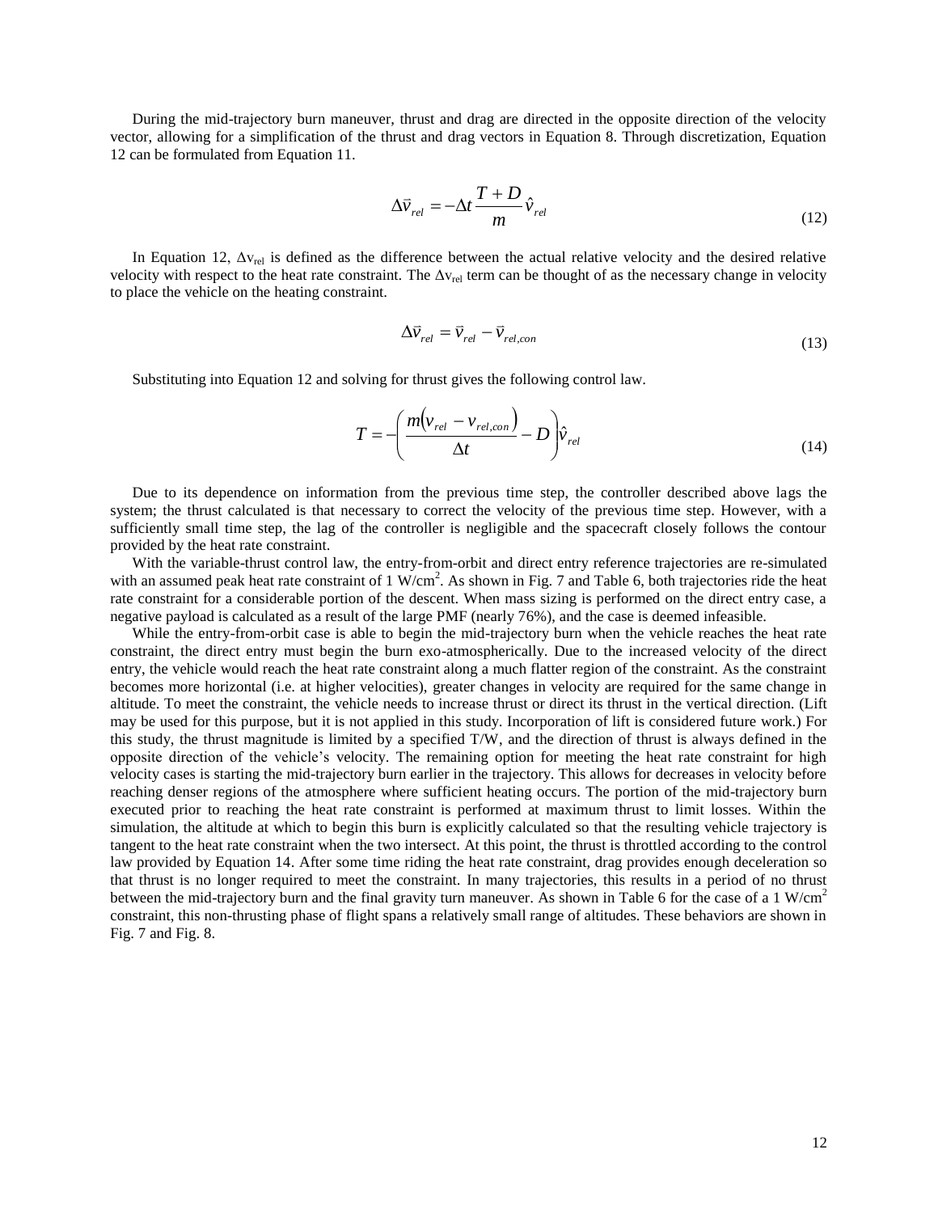During the mid-trajectory burn maneuver, thrust and drag are directed in the opposite direction of the velocity vector, allowing for a simplification of the thrust and drag vectors in Equation 8. Through discretization, Equation 12 can be formulated from Equation 11.

$$\Delta \vec{v}_{rel} = -\Delta t \frac{T + D}{m} \hat{v}_{rel} \tag{12}$$

In Equation 12, $\Delta v_{rel}$ is defined as the difference between the actual relative velocity and the desired relative velocity with respect to the heat rate constraint. The $\Delta v_{rel}$ term can be thought of as the necessary change in velocity to place the vehicle on the heating constraint.

$$\Delta \vec{v}_{rel} = \vec{v}_{rel} - \vec{v}_{rel,con} \tag{13}$$

Substituting into Equation 12 and solving for thrust gives the following control law.

$$T = -\left( \frac{m\left(v_{rel} - v_{rel,con}\right)}{\Delta t} - D \right) \hat{v}_{rel} \tag{14}$$

Due to its dependence on information from the previous time step, the controller described above lags the system; the thrust calculated is that necessary to correct the velocity of the previous time step. However, with a sufficiently small time step, the lag of the controller is negligible and the spacecraft closely follows the contour provided by the heat rate constraint.

With the variable-thrust control law, the entry-from-orbit and direct entry reference trajectories are re-simulated with an assumed peak heat rate constraint of 1 W/cm$^2$. As shown in Fig. 7 and Table 6, both trajectories ride the heat rate constraint for a considerable portion of the descent. When mass sizing is performed on the direct entry case, a negative payload is calculated as a result of the large PMF (nearly 76%), and the case is deemed infeasible.

While the entry-from-orbit case is able to begin the mid-trajectory burn when the vehicle reaches the heat rate constraint, the direct entry must begin the burn exo-atmospherically. Due to the increased velocity of the direct entry, the vehicle would reach the heat rate constraint along a much flatter region of the constraint. As the constraint becomes more horizontal (i.e. at higher velocities), greater changes in velocity are required for the same change in altitude. To meet the constraint, the vehicle needs to increase thrust or direct its thrust in the vertical direction. (Lift may be used for this purpose, but it is not applied in this study. Incorporation of lift is considered future work.) For this study, the thrust magnitude is limited by a specified T/W, and the direction of thrust is always defined in the opposite direction of the vehicle's velocity. The remaining option for meeting the heat rate constraint for high velocity cases is starting the mid-trajectory burn earlier in the trajectory. This allows for decreases in velocity before reaching denser regions of the atmosphere where sufficient heating occurs. The portion of the mid-trajectory burn executed prior to reaching the heat rate constraint is performed at maximum thrust to limit losses. Within the simulation, the altitude at which to begin this burn is explicitly calculated so that the resulting vehicle trajectory is tangent to the heat rate constraint when the two intersect. At this point, the thrust is throttled according to the control law provided by Equation 14. After some time riding the heat rate constraint, drag provides enough deceleration so that thrust is no longer required to meet the constraint. In many trajectories, this results in a period of no thrust between the mid-trajectory burn and the final gravity turn maneuver. As shown in Table 6 for the case of a 1 W/cm$^2$ constraint, this non-thrusting phase of flight spans a relatively small range of altitudes. These behaviors are shown in Fig. 7 and Fig. 8.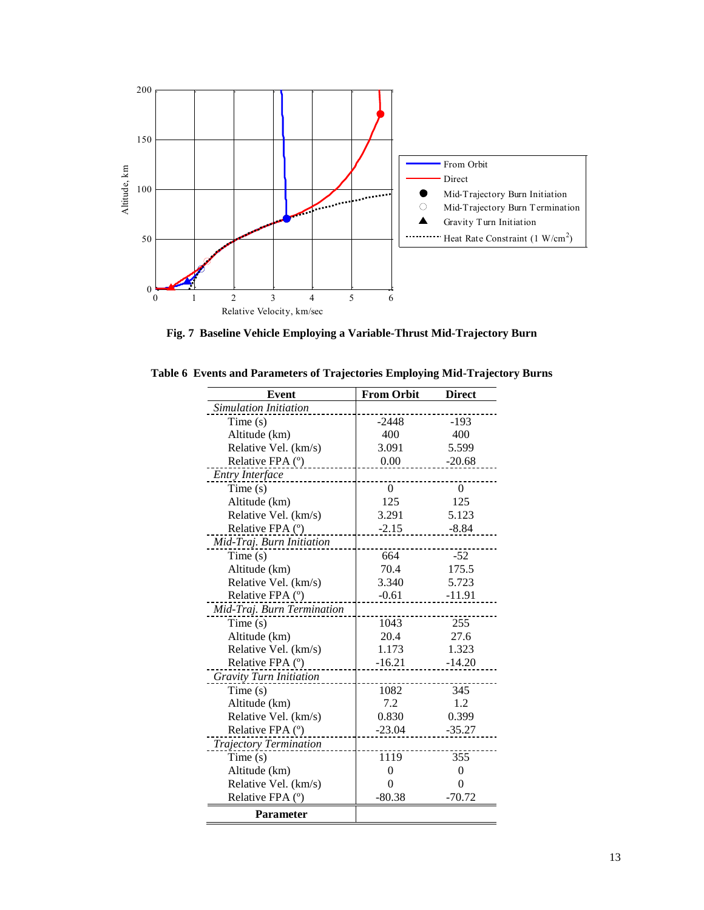**Fig. 7 Baseline Vehicle Employing a Variable-Thrust Mid-Trajectory Burn**

**Table 6 Events and Parameters of Trajectories Employing Mid-Trajectory Burns**

| Event | From Orbit | Direct |
|---|---|---|
| *Simulation Initiation* | | |
| Time (s) | -2448 | -193 |
| Altitude (km) | 400 | 400 |
| Relative Vel. (km/s) | 3.091 | 5.599 |
| Relative FPA (°) | 0.00 | -20.68 |
| *Entry Interface* | | |
| Time (s) | 0 | 0 |
| Altitude (km) | 125 | 125 |
| Relative Vel. (km/s) | 3.291 | 5.123 |
| Relative FPA (°) | -2.15 | -8.84 |
| *Mid-Traj. Burn Initiation* | | |
| Time (s) | 664 | -52 |
| Altitude (km) | 70.4 | 175.5 |
| Relative Vel. (km/s) | 3.340 | 5.723 |
| Relative FPA (°) | -0.61 | -11.91 |
| *Mid-Traj. Burn Termination* | | |
| Time (s) | 1043 | 255 |
| Altitude (km) | 20.4 | 27.6 |
| Relative Vel. (km/s) | 1.173 | 1.323 |
| Relative FPA (°) | -16.21 | -14.20 |
| *Gravity Turn Initiation* | | |
| Time (s) | 1082 | 345 |
| Altitude (km) | 7.2 | 1.2 |
| Relative Vel. (km/s) | 0.830 | 0.399 |
| Relative FPA (°) | -23.04 | -35.27 |
| *Trajectory Termination* | | |
| Time (s) | 1119 | 355 |
| Altitude (km) | 0 | 0 |
| Relative Vel. (km/s) | 0 | 0 |
| Relative FPA (°) | -80.38 | -70.72 |
| **Parameter** | | |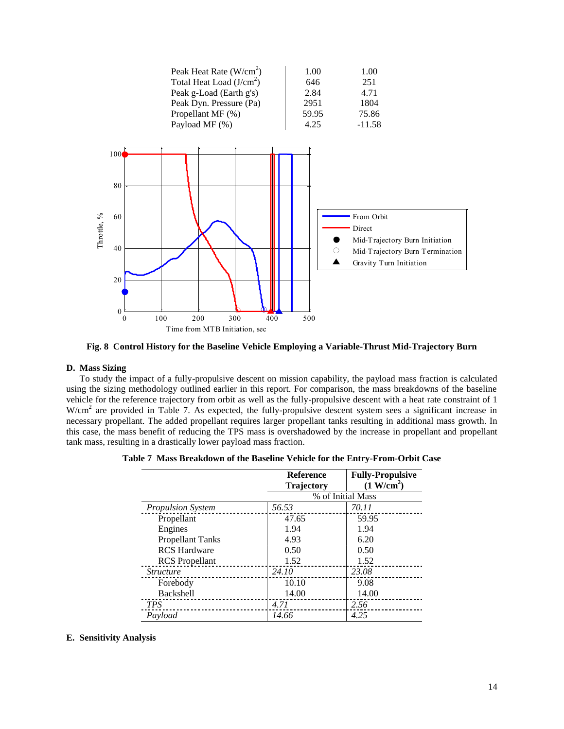| | | |
|---|---|---|
| Peak Heat Rate (W/cm$^2$) | 1.00 | 1.00 |
| Total Heat Load (J/cm$^2$) | 646 | 251 |
| Peak g-Load (Earth g's) | 2.84 | 4.71 |
| Peak Dyn. Pressure (Pa) | 2951 | 1804 |
| Propellant MF (%) | 59.95 | 75.86 |
| Payload MF (%) | 4.25 | -11.58 |

**Fig. 8 Control History for the Baseline Vehicle Employing a Variable-Thrust Mid-Trajectory Burn**

### D. Mass Sizing

To study the impact of a fully-propulsive descent on mission capability, the payload mass fraction is calculated using the sizing methodology outlined earlier in this report. For comparison, the mass breakdowns of the baseline vehicle for the reference trajectory from orbit as well as the fully-propulsive descent with a heat rate constraint of 1 W/cm$^2$ are provided in Table 7. As expected, the fully-propulsive descent system sees a significant increase in necessary propellant. The added propellant requires larger propellant tanks resulting in additional mass growth. In this case, the mass benefit of reducing the TPS mass is overshadowed by the increase in propellant and propellant tank mass, resulting in a drastically lower payload mass fraction.

**Table 7 Mass Breakdown of the Baseline Vehicle for the Entry-From-Orbit Case**

| | **Reference Trajectory** | **Fully-Propulsive (1 W/cm$^2$)** |
|---|---|---|
| | % of Initial Mass | |
| *Propulsion System* | *56.53* | *70.11* |
| Propellant | 47.65 | 59.95 |
| Engines | 1.94 | 1.94 |
| Propellant Tanks | 4.93 | 6.20 |
| RCS Hardware | 0.50 | 0.50 |
| RCS Propellant | 1.52 | 1.52 |
| *Structure* | *24.10* | *23.08* |
| Forebody | 10.10 | 9.08 |
| Backshell | 14.00 | 14.00 |
| *TPS* | *4.71* | *2.56* |
| *Payload* | *14.66* | *4.25* |

### E. Sensitivity Analysis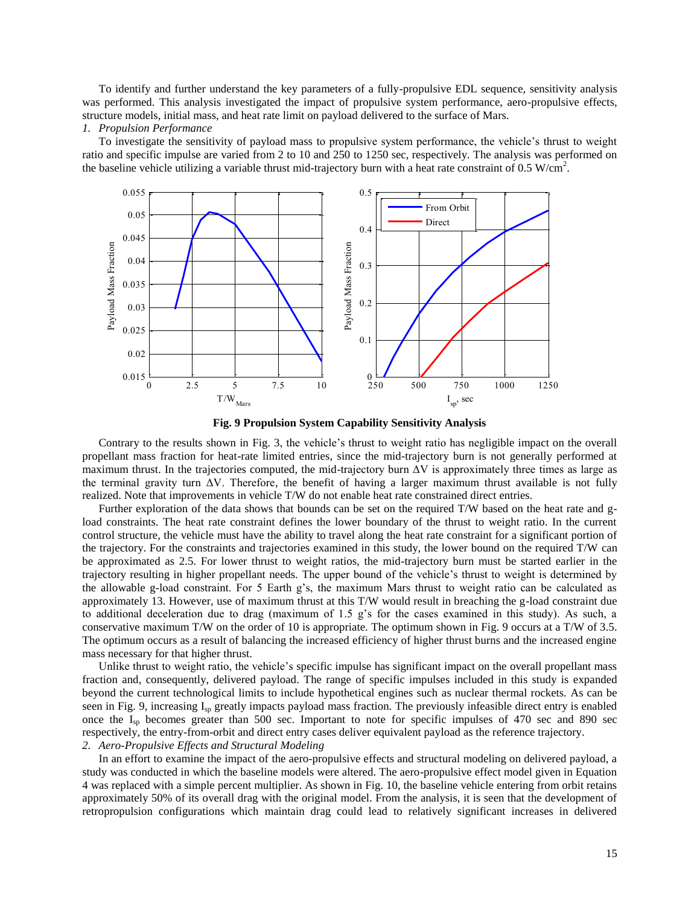To identify and further understand the key parameters of a fully-propulsive EDL sequence, sensitivity analysis was performed. This analysis investigated the impact of propulsive system performance, aero-propulsive effects, structure models, initial mass, and heat rate limit on payload delivered to the surface of Mars.

*1. Propulsion Performance*

To investigate the sensitivity of payload mass to propulsive system performance, the vehicle's thrust to weight ratio and specific impulse are varied from 2 to 10 and 250 to 1250 sec, respectively. The analysis was performed on the baseline vehicle utilizing a variable thrust mid-trajectory burn with a heat rate constraint of 0.5 W/cm$^2$.

**Fig. 9 Propulsion System Capability Sensitivity Analysis**

Contrary to the results shown in Fig. 3, the vehicle's thrust to weight ratio has negligible impact on the overall propellant mass fraction for heat-rate limited entries, since the mid-trajectory burn is not generally performed at maximum thrust. In the trajectories computed, the mid-trajectory burn $\Delta V$ is approximately three times as large as the terminal gravity turn $\Delta V$. Therefore, the benefit of having a larger maximum thrust available is not fully realized. Note that improvements in vehicle T/W do not enable heat rate constrained direct entries.

Further exploration of the data shows that bounds can be set on the required T/W based on the heat rate and g-load constraints. The heat rate constraint defines the lower boundary of the thrust to weight ratio. In the current control structure, the vehicle must have the ability to travel along the heat rate constraint for a significant portion of the trajectory. For the constraints and trajectories examined in this study, the lower bound on the required T/W can be approximated as 2.5. For lower thrust to weight ratios, the mid-trajectory burn must be started earlier in the trajectory resulting in higher propellant needs. The upper bound of the vehicle's thrust to weight is determined by the allowable g-load constraint. For 5 Earth g's, the maximum Mars thrust to weight ratio can be calculated as approximately 13. However, use of maximum thrust at this T/W would result in breaching the g-load constraint due to additional deceleration due to drag (maximum of 1.5 g's for the cases examined in this study). As such, a conservative maximum T/W on the order of 10 is appropriate. The optimum shown in Fig. 9 occurs at a T/W of 3.5. The optimum occurs as a result of balancing the increased efficiency of higher thrust burns and the increased engine mass necessary for that higher thrust.

Unlike thrust to weight ratio, the vehicle's specific impulse has significant impact on the overall propellant mass fraction and, consequently, delivered payload. The range of specific impulses included in this study is expanded beyond the current technological limits to include hypothetical engines such as nuclear thermal rockets. As can be seen in Fig. 9, increasing $I_{sp}$ greatly impacts payload mass fraction. The previously infeasible direct entry is enabled once the $I_{sp}$ becomes greater than 500 sec. Important to note for specific impulses of 470 sec and 890 sec respectively, the entry-from-orbit and direct entry cases deliver equivalent payload as the reference trajectory.

*2. Aero-Propulsive Effects and Structural Modeling*

In an effort to examine the impact of the aero-propulsive effects and structural modeling on delivered payload, a study was conducted in which the baseline models were altered. The aero-propulsive effect model given in Equation 4 was replaced with a simple percent multiplier. As shown in Fig. 10, the baseline vehicle entering from orbit retains approximately 50% of its overall drag with the original model. From the analysis, it is seen that the development of retropropulsion configurations which maintain drag could lead to relatively significant increases in delivered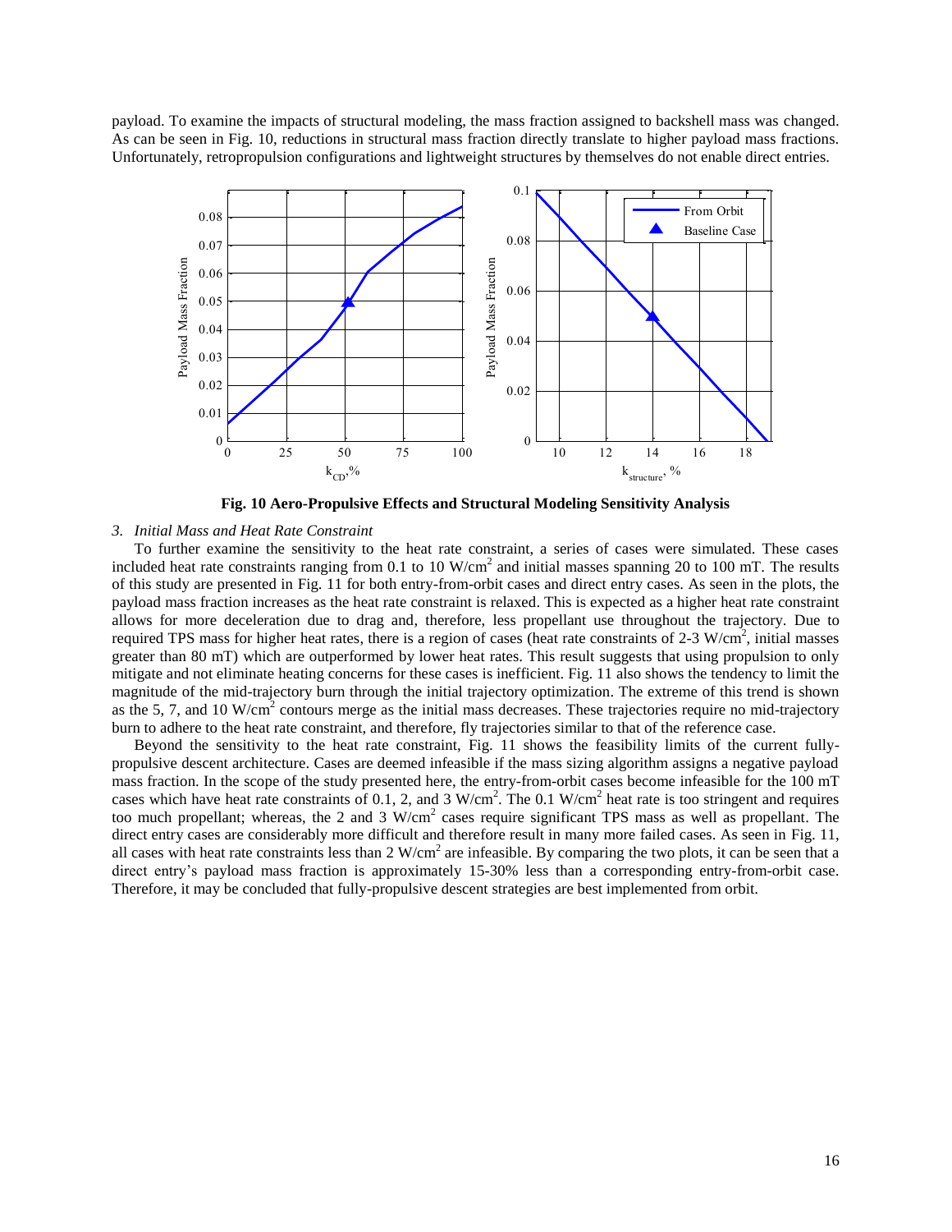payload. To examine the impacts of structural modeling, the mass fraction assigned to backshell mass was changed. As can be seen in Fig. 10, reductions in structural mass fraction directly translate to higher payload mass fractions. Unfortunately, retropropulsion configurations and lightweight structures by themselves do not enable direct entries.

**Fig. 10 Aero-Propulsive Effects and Structural Modeling Sensitivity Analysis**

*3. Initial Mass and Heat Rate Constraint*

To further examine the sensitivity to the heat rate constraint, a series of cases were simulated. These cases included heat rate constraints ranging from 0.1 to 10 W/cm$^2$ and initial masses spanning 20 to 100 mT. The results of this study are presented in Fig. 11 for both entry-from-orbit cases and direct entry cases. As seen in the plots, the payload mass fraction increases as the heat rate constraint is relaxed. This is expected as a higher heat rate constraint allows for more deceleration due to drag and, therefore, less propellant use throughout the trajectory. Due to required TPS mass for higher heat rates, there is a region of cases (heat rate constraints of 2-3 W/cm$^2$, initial masses greater than 80 mT) which are outperformed by lower heat rates. This result suggests that using propulsion to only mitigate and not eliminate heating concerns for these cases is inefficient. Fig. 11 also shows the tendency to limit the magnitude of the mid-trajectory burn through the initial trajectory optimization. The extreme of this trend is shown as the 5, 7, and 10 W/cm$^2$ contours merge as the initial mass decreases. These trajectories require no mid-trajectory burn to adhere to the heat rate constraint, and therefore, fly trajectories similar to that of the reference case.

Beyond the sensitivity to the heat rate constraint, Fig. 11 shows the feasibility limits of the current fully-propulsive descent architecture. Cases are deemed infeasible if the mass sizing algorithm assigns a negative payload mass fraction. In the scope of the study presented here, the entry-from-orbit cases become infeasible for the 100 mT cases which have heat rate constraints of 0.1, 2, and 3 W/cm$^2$. The 0.1 W/cm$^2$ heat rate is too stringent and requires too much propellant; whereas, the 2 and 3 W/cm$^2$ cases require significant TPS mass as well as propellant. The direct entry cases are considerably more difficult and therefore result in many more failed cases. As seen in Fig. 11, all cases with heat rate constraints less than 2 W/cm$^2$ are infeasible. By comparing the two plots, it can be seen that a direct entry's payload mass fraction is approximately 15-30% less than a corresponding entry-from-orbit case. Therefore, it may be concluded that fully-propulsive descent strategies are best implemented from orbit.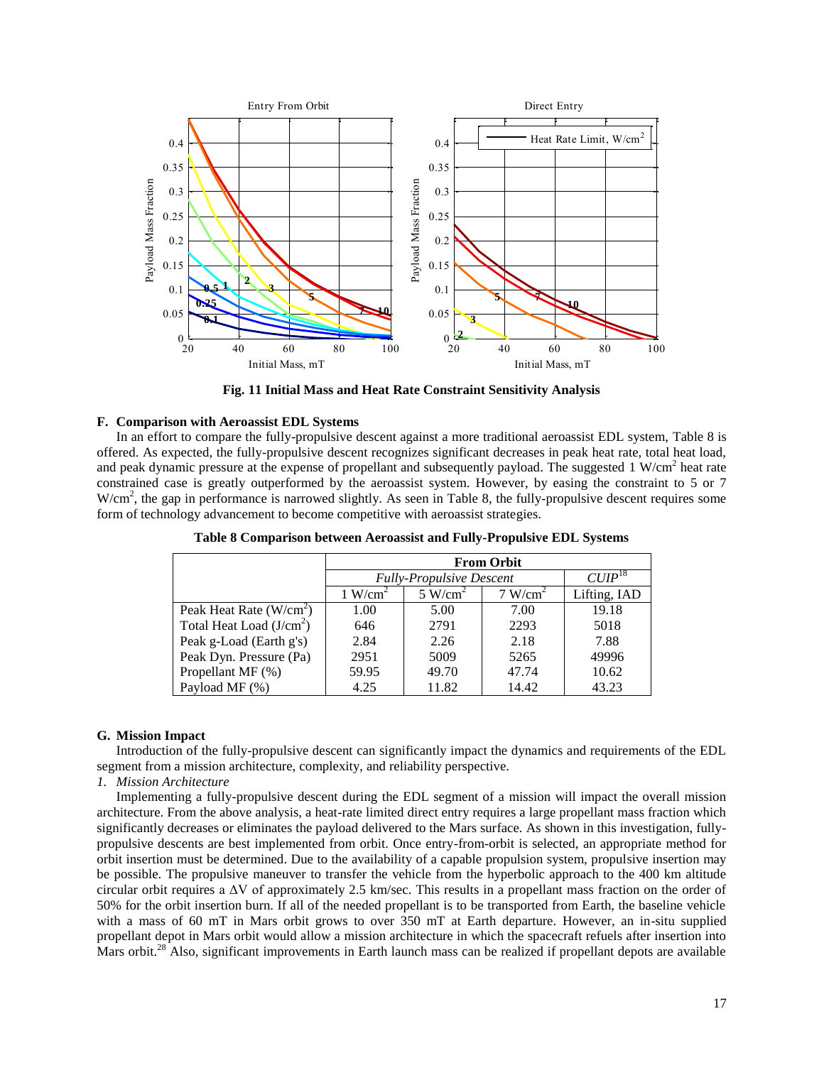**Fig. 11 Initial Mass and Heat Rate Constraint Sensitivity Analysis**

### F. Comparison with Aeroassist EDL Systems

In an effort to compare the fully-propulsive descent against a more traditional aeroassist EDL system, Table 8 is offered. As expected, the fully-propulsive descent recognizes significant decreases in peak heat rate, total heat load, and peak dynamic pressure at the expense of propellant and subsequently payload. The suggested 1 W/cm$^2$ heat rate constrained case is greatly outperformed by the aeroassist system. However, by easing the constraint to 5 or 7 W/cm$^2$, the gap in performance is narrowed slightly. As seen in Table 8, the fully-propulsive descent requires some form of technology advancement to become competitive with aeroassist strategies.

**Table 8 Comparison between Aeroassist and Fully-Propulsive EDL Systems**

| | From Orbit | | | |
|---|---|---|---|---|
| | *Fully-Propulsive Descent* | | | *CUIP*[18] |
| | 1 W/cm$^2$ | 5 W/cm$^2$ | 7 W/cm$^2$ | Lifting, IAD |
| Peak Heat Rate (W/cm$^2$) | 1.00 | 5.00 | 7.00 | 19.18 |
| Total Heat Load (J/cm$^2$) | 646 | 2791 | 2293 | 5018 |
| Peak g-Load (Earth g's) | 2.84 | 2.26 | 2.18 | 7.88 |
| Peak Dyn. Pressure (Pa) | 2951 | 5009 | 5265 | 49996 |
| Propellant MF (%) | 59.95 | 49.70 | 47.74 | 10.62 |
| Payload MF (%) | 4.25 | 11.82 | 14.42 | 43.23 |

### G. Mission Impact

Introduction of the fully-propulsive descent can significantly impact the dynamics and requirements of the EDL segment from a mission architecture, complexity, and reliability perspective.

*1. Mission Architecture*

Implementing a fully-propulsive descent during the EDL segment of a mission will impact the overall mission architecture. From the above analysis, a heat-rate limited direct entry requires a large propellant mass fraction which significantly decreases or eliminates the payload delivered to the Mars surface. As shown in this investigation, fully-propulsive descents are best implemented from orbit. Once entry-from-orbit is selected, an appropriate method for orbit insertion must be determined. Due to the availability of a capable propulsion system, propulsive insertion may be possible. The propulsive maneuver to transfer the vehicle from the hyperbolic approach to the 400 km altitude circular orbit requires a $\Delta V$ of approximately 2.5 km/sec. This results in a propellant mass fraction on the order of 50% for the orbit insertion burn. If all of the needed propellant is to be transported from Earth, the baseline vehicle with a mass of 60 mT in Mars orbit grows to over 350 mT at Earth departure. However, an in-situ supplied propellant depot in Mars orbit would allow a mission architecture in which the spacecraft refuels after insertion into Mars orbit.[28] Also, significant improvements in Earth launch mass can be realized if propellant depots are available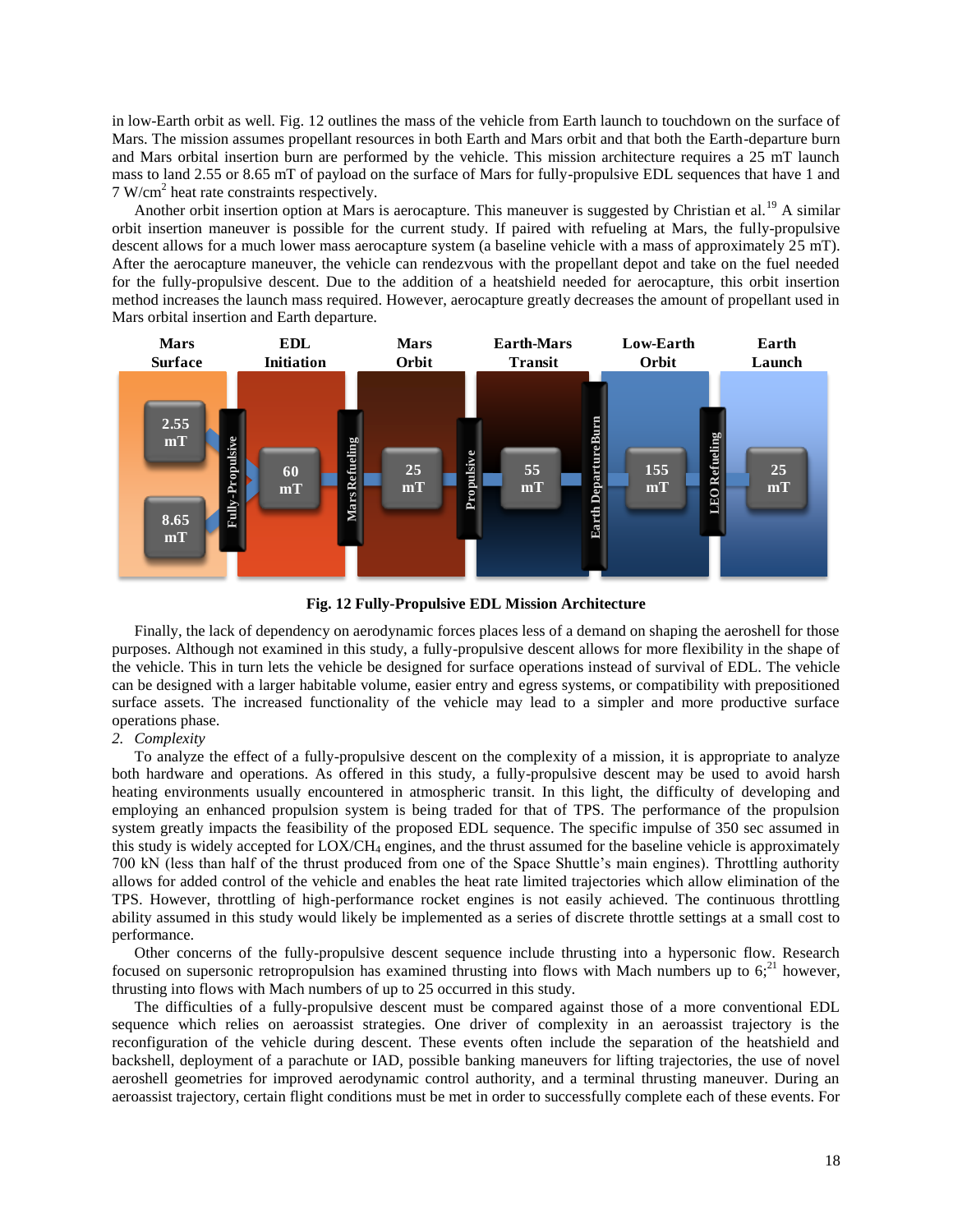in low-Earth orbit as well. Fig. 12 outlines the mass of the vehicle from Earth launch to touchdown on the surface of Mars. The mission assumes propellant resources in both Earth and Mars orbit and that both the Earth-departure burn and Mars orbital insertion burn are performed by the vehicle. This mission architecture requires a 25 mT launch mass to land 2.55 or 8.65 mT of payload on the surface of Mars for fully-propulsive EDL sequences that have 1 and 7 W/cm$^2$ heat rate constraints respectively.

Another orbit insertion option at Mars is aerocapture. This maneuver is suggested by Christian et al.[19] A similar orbit insertion maneuver is possible for the current study. If paired with refueling at Mars, the fully-propulsive descent allows for a much lower mass aerocapture system (a baseline vehicle with a mass of approximately 25 mT). After the aerocapture maneuver, the vehicle can rendezvous with the propellant depot and take on the fuel needed for the fully-propulsive descent. Due to the addition of a heatshield needed for aerocapture, this orbit insertion method increases the launch mass required. However, aerocapture greatly decreases the amount of propellant used in Mars orbital insertion and Earth departure.

| Mars Surface | | EDL Initiation | | Mars Orbit | | Earth-Mars Transit | | Low-Earth Orbit | | Earth Launch |
|---|---|---|---|---|---|---|---|---|---|---|
| 2.55 mT / 8.65 mT | Fully-Propulsive | 60 mT | Mars Refueling | 25 mT | Propulsive | 55 mT | Earth Departure Burn | 155 mT | LEO Refueling | 25 mT |

**Fig. 12 Fully-Propulsive EDL Mission Architecture**

Finally, the lack of dependency on aerodynamic forces places less of a demand on shaping the aeroshell for those purposes. Although not examined in this study, a fully-propulsive descent allows for more flexibility in the shape of the vehicle. This in turn lets the vehicle be designed for surface operations instead of survival of EDL. The vehicle can be designed with a larger habitable volume, easier entry and egress systems, or compatibility with prepositioned surface assets. The increased functionality of the vehicle may lead to a simpler and more productive surface operations phase.

*2. Complexity*

To analyze the effect of a fully-propulsive descent on the complexity of a mission, it is appropriate to analyze both hardware and operations. As offered in this study, a fully-propulsive descent may be used to avoid harsh heating environments usually encountered in atmospheric transit. In this light, the difficulty of developing and employing an enhanced propulsion system is being traded for that of TPS. The performance of the propulsion system greatly impacts the feasibility of the proposed EDL sequence. The specific impulse of 350 sec assumed in this study is widely accepted for LOX/$CH_4$ engines, and the thrust assumed for the baseline vehicle is approximately 700 kN (less than half of the thrust produced from one of the Space Shuttle's main engines). Throttling authority allows for added control of the vehicle and enables the heat rate limited trajectories which allow elimination of the TPS. However, throttling of high-performance rocket engines is not easily achieved. The continuous throttling ability assumed in this study would likely be implemented as a series of discrete throttle settings at a small cost to performance.

Other concerns of the fully-propulsive descent sequence include thrusting into a hypersonic flow. Research focused on supersonic retropropulsion has examined thrusting into flows with Mach numbers up to 6;[21] however, thrusting into flows with Mach numbers of up to 25 occurred in this study.

The difficulties of a fully-propulsive descent must be compared against those of a more conventional EDL sequence which relies on aeroassist strategies. One driver of complexity in an aeroassist trajectory is the reconfiguration of the vehicle during descent. These events often include the separation of the heatshield and backshell, deployment of a parachute or IAD, possible banking maneuvers for lifting trajectories, the use of novel aeroshell geometries for improved aerodynamic control authority, and a terminal thrusting maneuver. During an aeroassist trajectory, certain flight conditions must be met in order to successfully complete each of these events. For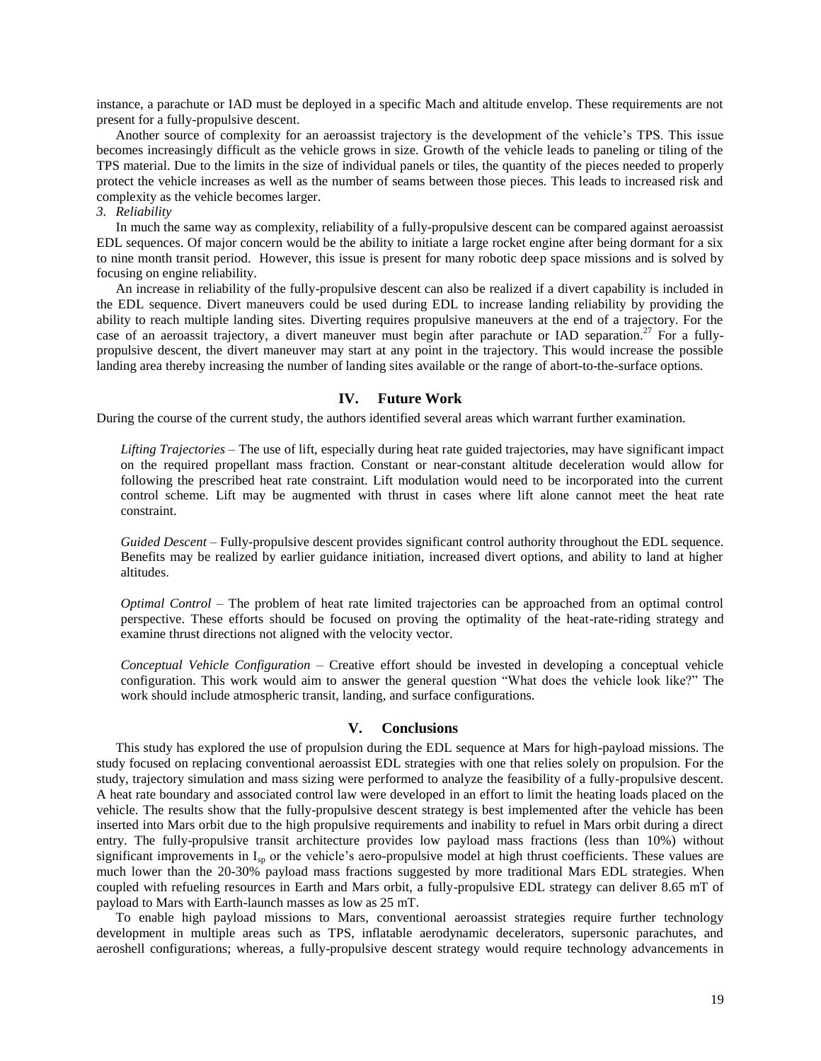instance, a parachute or IAD must be deployed in a specific Mach and altitude envelop. These requirements are not present for a fully-propulsive descent.

Another source of complexity for an aeroassist trajectory is the development of the vehicle's TPS. This issue becomes increasingly difficult as the vehicle grows in size. Growth of the vehicle leads to paneling or tiling of the TPS material. Due to the limits in the size of individual panels or tiles, the quantity of the pieces needed to properly protect the vehicle increases as well as the number of seams between those pieces. This leads to increased risk and complexity as the vehicle becomes larger.

*3. Reliability*

In much the same way as complexity, reliability of a fully-propulsive descent can be compared against aeroassist EDL sequences. Of major concern would be the ability to initiate a large rocket engine after being dormant for a six to nine month transit period. However, this issue is present for many robotic deep space missions and is solved by focusing on engine reliability.

An increase in reliability of the fully-propulsive descent can also be realized if a divert capability is included in the EDL sequence. Divert maneuvers could be used during EDL to increase landing reliability by providing the ability to reach multiple landing sites. Diverting requires propulsive maneuvers at the end of a trajectory. For the case of an aeroassit trajectory, a divert maneuver must begin after parachute or IAD separation.[27] For a fully-propulsive descent, the divert maneuver may start at any point in the trajectory. This would increase the possible landing area thereby increasing the number of landing sites available or the range of abort-to-the-surface options.

## IV. Future Work

During the course of the current study, the authors identified several areas which warrant further examination.

*Lifting Trajectories* – The use of lift, especially during heat rate guided trajectories, may have significant impact on the required propellant mass fraction. Constant or near-constant altitude deceleration would allow for following the prescribed heat rate constraint. Lift modulation would need to be incorporated into the current control scheme. Lift may be augmented with thrust in cases where lift alone cannot meet the heat rate constraint.

*Guided Descent* – Fully-propulsive descent provides significant control authority throughout the EDL sequence. Benefits may be realized by earlier guidance initiation, increased divert options, and ability to land at higher altitudes.

*Optimal Control* – The problem of heat rate limited trajectories can be approached from an optimal control perspective. These efforts should be focused on proving the optimality of the heat-rate-riding strategy and examine thrust directions not aligned with the velocity vector.

*Conceptual Vehicle Configuration* – Creative effort should be invested in developing a conceptual vehicle configuration. This work would aim to answer the general question "What does the vehicle look like?" The work should include atmospheric transit, landing, and surface configurations.

## V. Conclusions

This study has explored the use of propulsion during the EDL sequence at Mars for high-payload missions. The study focused on replacing conventional aeroassist EDL strategies with one that relies solely on propulsion. For the study, trajectory simulation and mass sizing were performed to analyze the feasibility of a fully-propulsive descent. A heat rate boundary and associated control law were developed in an effort to limit the heating loads placed on the vehicle. The results show that the fully-propulsive descent strategy is best implemented after the vehicle has been inserted into Mars orbit due to the high propulsive requirements and inability to refuel in Mars orbit during a direct entry. The fully-propulsive transit architecture provides low payload mass fractions (less than 10%) without significant improvements in $I_{sp}$ or the vehicle's aero-propulsive model at high thrust coefficients. These values are much lower than the 20-30% payload mass fractions suggested by more traditional Mars EDL strategies. When coupled with refueling resources in Earth and Mars orbit, a fully-propulsive EDL strategy can deliver 8.65 mT of payload to Mars with Earth-launch masses as low as 25 mT.

To enable high payload missions to Mars, conventional aeroassist strategies require further technology development in multiple areas such as TPS, inflatable aerodynamic decelerators, supersonic parachutes, and aeroshell configurations; whereas, a fully-propulsive descent strategy would require technology advancements in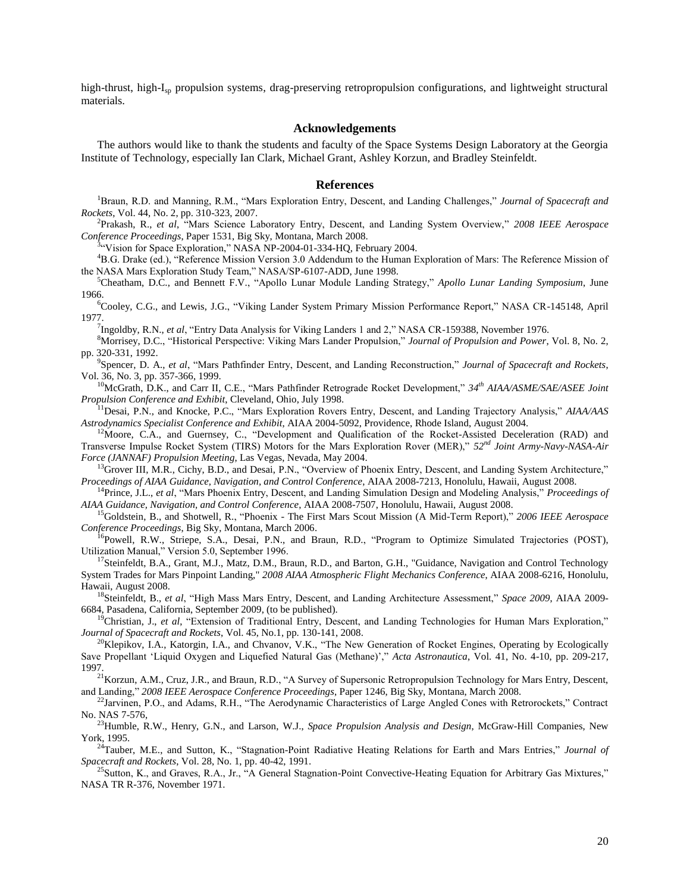high-thrust, high-$I_{sp}$ propulsion systems, drag-preserving retropropulsion configurations, and lightweight structural materials.

## Acknowledgements

The authors would like to thank the students and faculty of the Space Systems Design Laboratory at the Georgia Institute of Technology, especially Ian Clark, Michael Grant, Ashley Korzun, and Bradley Steinfeldt.

## References

[1]Braun, R.D. and Manning, R.M., "Mars Exploration Entry, Descent, and Landing Challenges," *Journal of Spacecraft and Rockets*, Vol. 44, No. 2, pp. 310-323, 2007.

[2]Prakash, R., *et al*, "Mars Science Laboratory Entry, Descent, and Landing System Overview," *2008 IEEE Aerospace Conference Proceedings*, Paper 1531, Big Sky, Montana, March 2008.

[3]"Vision for Space Exploration," NASA NP-2004-01-334-HQ, February 2004.

[4]B.G. Drake (ed.), "Reference Mission Version 3.0 Addendum to the Human Exploration of Mars: The Reference Mission of the NASA Mars Exploration Study Team," NASA/SP-6107-ADD, June 1998.

[5]Cheatham, D.C., and Bennett F.V., "Apollo Lunar Module Landing Strategy," *Apollo Lunar Landing Symposium*, June 1966.

[6]Cooley, C.G., and Lewis, J.G., "Viking Lander System Primary Mission Performance Report," NASA CR-145148, April 1977.

[7]Ingoldby, R.N., *et al*, "Entry Data Analysis for Viking Landers 1 and 2," NASA CR-159388, November 1976.

[8]Morrisey, D.C., "Historical Perspective: Viking Mars Lander Propulsion," *Journal of Propulsion and Power*, Vol. 8, No. 2, pp. 320-331, 1992.

[9]Spencer, D. A., *et al*, "Mars Pathfinder Entry, Descent, and Landing Reconstruction," *Journal of Spacecraft and Rockets*, Vol. 36, No. 3, pp. 357-366, 1999.

[10]McGrath, D.K., and Carr II, C.E., "Mars Pathfinder Retrograde Rocket Development," *34th AIAA/ASME/SAE/ASEE Joint Propulsion Conference and Exhibit*, Cleveland, Ohio, July 1998.

[11]Desai, P.N., and Knocke, P.C., "Mars Exploration Rovers Entry, Descent, and Landing Trajectory Analysis," *AIAA/AAS Astrodynamics Specialist Conference and Exhibit*, AIAA 2004-5092, Providence, Rhode Island, August 2004.

[12]Moore, C.A., and Guernsey, C., "Development and Qualification of the Rocket-Assisted Deceleration (RAD) and Transverse Impulse Rocket System (TIRS) Motors for the Mars Exploration Rover (MER)," *52nd Joint Army-Navy-NASA-Air Force (JANNAF) Propulsion Meeting*, Las Vegas, Nevada, May 2004.

[13]Grover III, M.R., Cichy, B.D., and Desai, P.N., "Overview of Phoenix Entry, Descent, and Landing System Architecture," *Proceedings of AIAA Guidance, Navigation, and Control Conference*, AIAA 2008-7213, Honolulu, Hawaii, August 2008.

[14]Prince, J.L., *et al*, "Mars Phoenix Entry, Descent, and Landing Simulation Design and Modeling Analysis," *Proceedings of AIAA Guidance, Navigation, and Control Conference*, AIAA 2008-7507, Honolulu, Hawaii, August 2008.

[15]Goldstein, B., and Shotwell, R., "Phoenix - The First Mars Scout Mission (A Mid-Term Report)," *2006 IEEE Aerospace Conference Proceedings*, Big Sky, Montana, March 2006.

[16]Powell, R.W., Striepe, S.A., Desai, P.N., and Braun, R.D., "Program to Optimize Simulated Trajectories (POST), Utilization Manual," Version 5.0, September 1996.

[17]Steinfeldt, B.A., Grant, M.J., Matz, D.M., Braun, R.D., and Barton, G.H., "Guidance, Navigation and Control Technology System Trades for Mars Pinpoint Landing," *2008 AIAA Atmospheric Flight Mechanics Conference*, AIAA 2008-6216, Honolulu, Hawaii, August 2008.

[18]Steinfeldt, B., *et al*, "High Mass Mars Entry, Descent, and Landing Architecture Assessment," *Space 2009*, AIAA 2009-6684, Pasadena, California, September 2009, (to be published).

[19]Christian, J., *et al*, "Extension of Traditional Entry, Descent, and Landing Technologies for Human Mars Exploration," *Journal of Spacecraft and Rockets*, Vol. 45, No.1, pp. 130-141, 2008.

[20]Klepikov, I.A., Katorgin, I.A., and Chvanov, V.K., "The New Generation of Rocket Engines, Operating by Ecologically Save Propellant 'Liquid Oxygen and Liquefied Natural Gas (Methane)'," *Acta Astronautica*, Vol. 41, No. 4-10, pp. 209-217, 1997.

[21]Korzun, A.M., Cruz, J.R., and Braun, R.D., "A Survey of Supersonic Retropropulsion Technology for Mars Entry, Descent, and Landing," *2008 IEEE Aerospace Conference Proceedings*, Paper 1246, Big Sky, Montana, March 2008.

[22]Jarvinen, P.O., and Adams, R.H., "The Aerodynamic Characteristics of Large Angled Cones with Retrorockets," Contract No. NAS 7-576,

[23]Humble, R.W., Henry, G.N., and Larson, W.J., *Space Propulsion Analysis and Design*, McGraw-Hill Companies, New York, 1995.

[24]Tauber, M.E., and Sutton, K., "Stagnation-Point Radiative Heating Relations for Earth and Mars Entries," *Journal of Spacecraft and Rockets*, Vol. 28, No. 1, pp. 40-42, 1991.

[25]Sutton, K., and Graves, R.A., Jr., "A General Stagnation-Point Convective-Heating Equation for Arbitrary Gas Mixtures," NASA TR R-376, November 1971.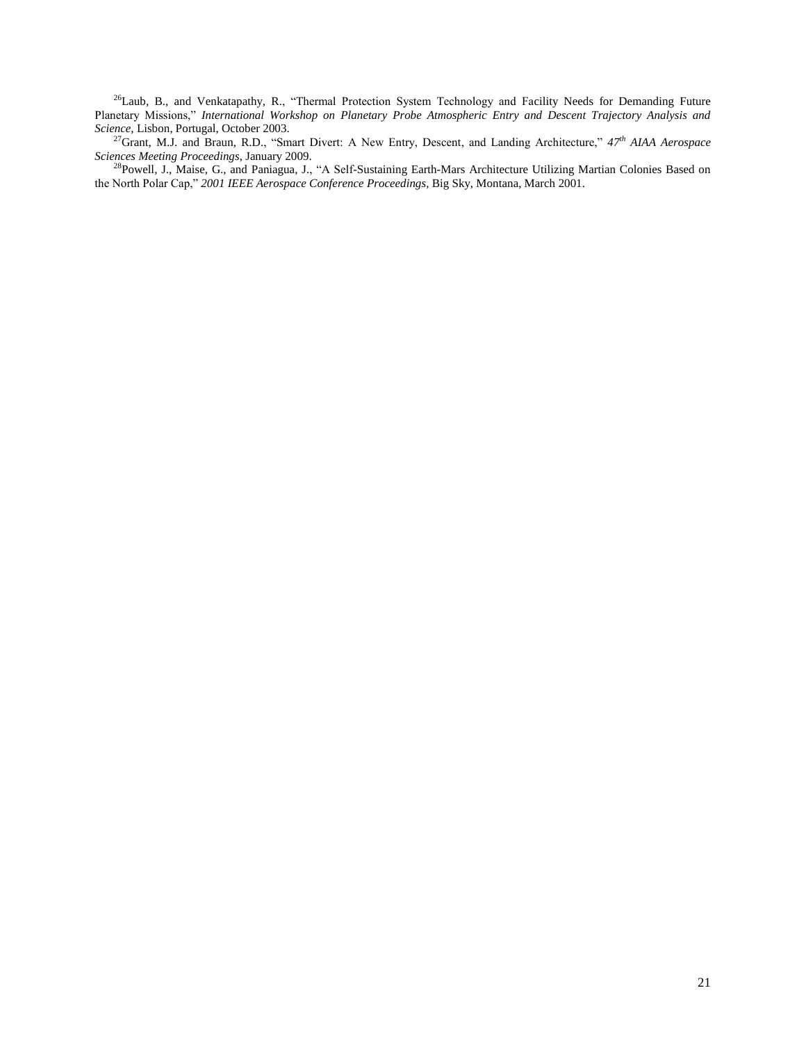[26]Laub, B., and Venkatapathy, R., "Thermal Protection System Technology and Facility Needs for Demanding Future Planetary Missions," *International Workshop on Planetary Probe Atmospheric Entry and Descent Trajectory Analysis and Science*, Lisbon, Portugal, October 2003.

[27]Grant, M.J. and Braun, R.D., "Smart Divert: A New Entry, Descent, and Landing Architecture," *47th AIAA Aerospace Sciences Meeting Proceedings*, January 2009.

[28]Powell, J., Maise, G., and Paniagua, J., "A Self-Sustaining Earth-Mars Architecture Utilizing Martian Colonies Based on the North Polar Cap," *2001 IEEE Aerospace Conference Proceedings*, Big Sky, Montana, March 2001.